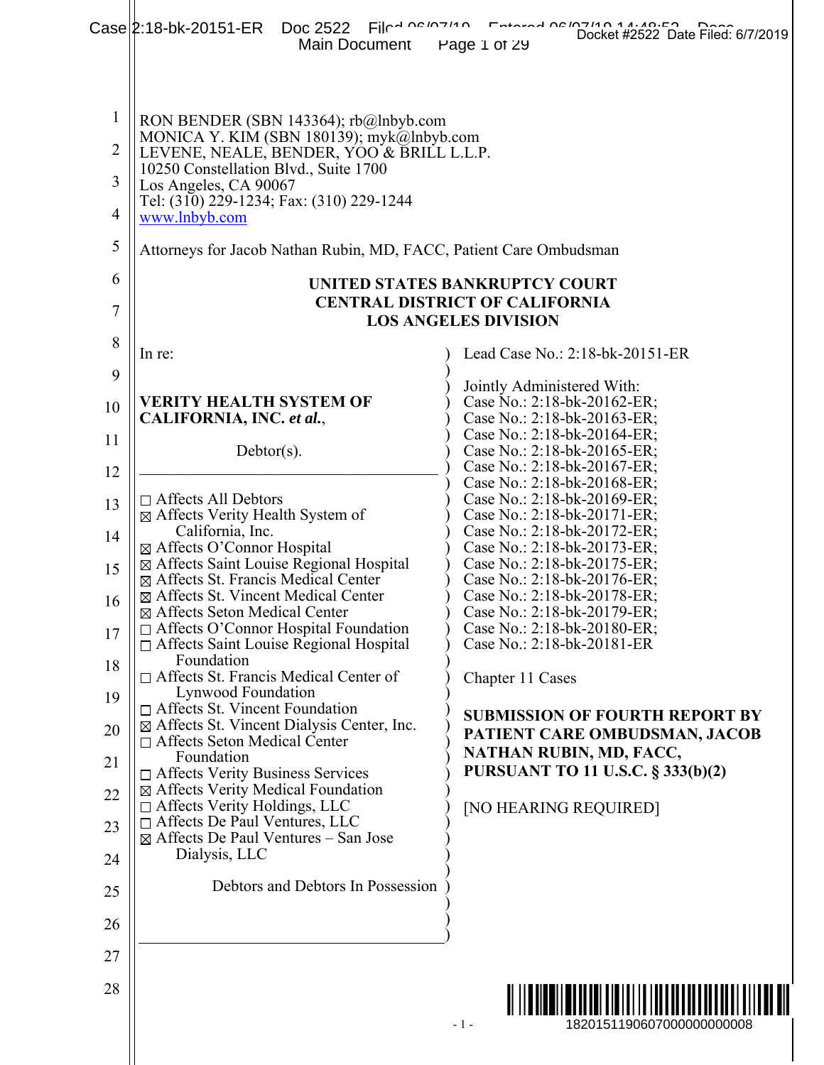RON BENDER (SBN 143364); rb@lnbyb.com
MONICA Y. KIM (SBN 180139); myk@lnbyb.com
LEVENE, NEALE, BENDER, YOO & BRILL L.L.P.
10250 Constellation Blvd., Suite 1700
Los Angeles, CA 90067
Tel: (310) 229-1234; Fax: (310) 229-1244
www.lnbyb.com

Attorneys for Jacob Nathan Rubin, MD, FACC, Patient Care Ombudsman

**UNITED STATES BANKRUPTCY COURT**
**CENTRAL DISTRICT OF CALIFORNIA**
**LOS ANGELES DIVISION**

In re:

**VERITY HEALTH SYSTEM OF CALIFORNIA, INC. *et al.*,**

Debtor(s).

☐ Affects All Debtors
☒ Affects Verity Health System of California, Inc.
☒ Affects O'Connor Hospital
☒ Affects Saint Louise Regional Hospital
☒ Affects St. Francis Medical Center
☒ Affects St. Vincent Medical Center
☒ Affects Seton Medical Center
☐ Affects O'Connor Hospital Foundation
☐ Affects Saint Louise Regional Hospital Foundation
☐ Affects St. Francis Medical Center of Lynwood Foundation
☐ Affects St. Vincent Foundation
☒ Affects St. Vincent Dialysis Center, Inc.
☐ Affects Seton Medical Center Foundation
☐ Affects Verity Business Services
☒ Affects Verity Medical Foundation
☐ Affects Verity Holdings, LLC
☐ Affects De Paul Ventures, LLC
☒ Affects De Paul Ventures – San Jose Dialysis, LLC

Debtors and Debtors In Possession

Lead Case No.: 2:18-bk-20151-ER

Jointly Administered With:
Case No.: 2:18-bk-20162-ER;
Case No.: 2:18-bk-20163-ER;
Case No.: 2:18-bk-20164-ER;
Case No.: 2:18-bk-20165-ER;
Case No.: 2:18-bk-20167-ER;
Case No.: 2:18-bk-20168-ER;
Case No.: 2:18-bk-20169-ER;
Case No.: 2:18-bk-20171-ER;
Case No.: 2:18-bk-20172-ER;
Case No.: 2:18-bk-20173-ER;
Case No.: 2:18-bk-20175-ER;
Case No.: 2:18-bk-20176-ER;
Case No.: 2:18-bk-20178-ER;
Case No.: 2:18-bk-20179-ER;
Case No.: 2:18-bk-20180-ER;
Case No.: 2:18-bk-20181-ER

Chapter 11 Cases

**SUBMISSION OF FOURTH REPORT BY PATIENT CARE OMBUDSMAN, JACOB NATHAN RUBIN, MD, FACC, PURSUANT TO 11 U.S.C. § 333(b)(2)**

[NO HEARING REQUIRED]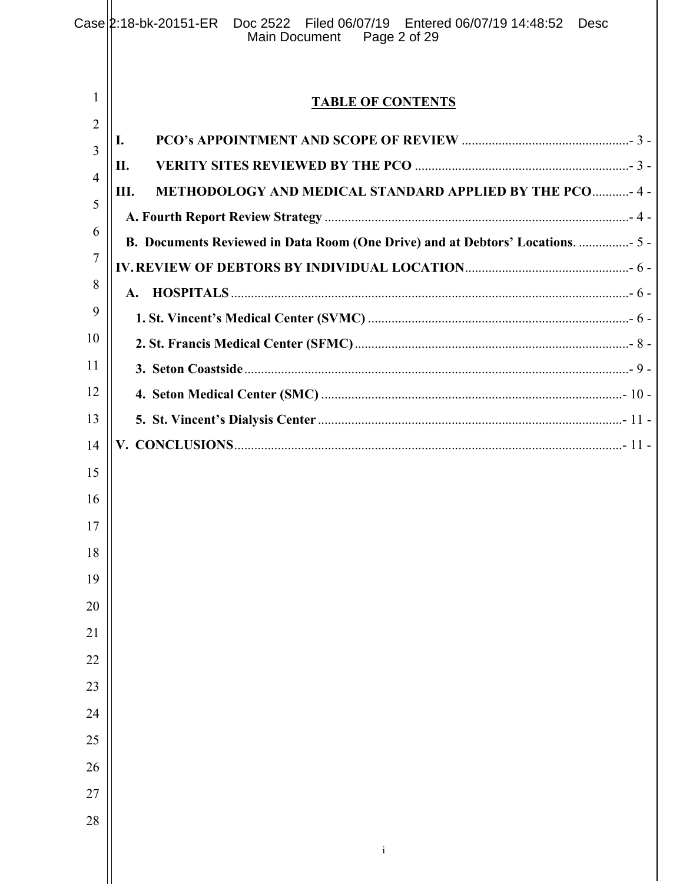# TABLE OF CONTENTS

**I. PCO's APPOINTMENT AND SCOPE OF REVIEW** .................................................. - 3 -

**II. VERITY SITES REVIEWED BY THE PCO** ................................................................ - 3 -

**III. METHODOLOGY AND MEDICAL STANDARD APPLIED BY THE PCO** ........... - 4 -

**A. Fourth Report Review Strategy** ........................................................................................... - 4 -

**B. Documents Reviewed in Data Room (One Drive) and at Debtors' Locations.** ............... - 5 -

**IV. REVIEW OF DEBTORS BY INDIVIDUAL LOCATION** ................................................. - 6 -

**A. HOSPITALS** ....................................................................................................................... - 6 -

**1. St. Vincent's Medical Center (SVMC)** .............................................................................. - 6 -

**2. St. Francis Medical Center (SFMC)** .................................................................................. - 8 -

**3. Seton Coastside** ................................................................................................................... - 9 -

**4. Seton Medical Center (SMC)** .......................................................................................... - 10 -

**5. St. Vincent's Dialysis Center** ........................................................................................... - 11 -

**V. CONCLUSIONS** .................................................................................................................... - 11 -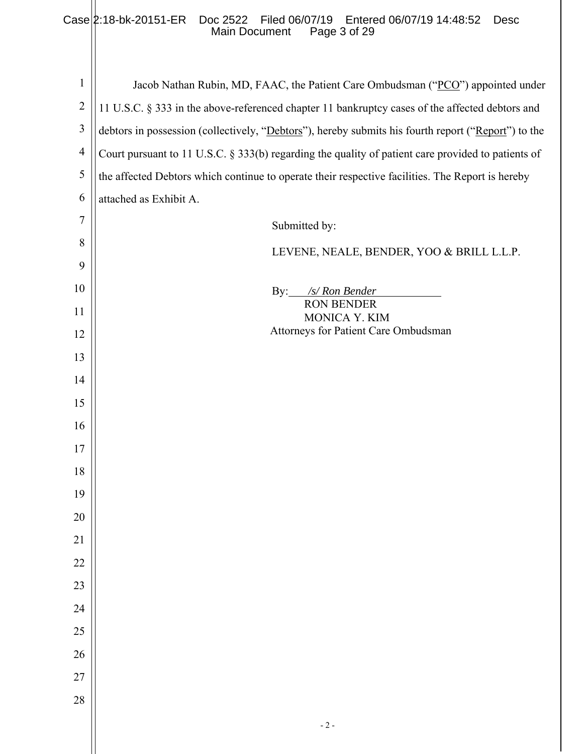Jacob Nathan Rubin, MD, FAAC, the Patient Care Ombudsman ("PCO") appointed under 11 U.S.C. § 333 in the above-referenced chapter 11 bankruptcy cases of the affected debtors and debtors in possession (collectively, "Debtors"), hereby submits his fourth report ("Report") to the Court pursuant to 11 U.S.C. § 333(b) regarding the quality of patient care provided to patients of the affected Debtors which continue to operate their respective facilities. The Report is hereby attached as Exhibit A.

Submitted by:

LEVENE, NEALE, BENDER, YOO & BRILL L.L.P.

By: */s/ Ron Bender*
RON BENDER
MONICA Y. KIM
Attorneys for Patient Care Ombudsman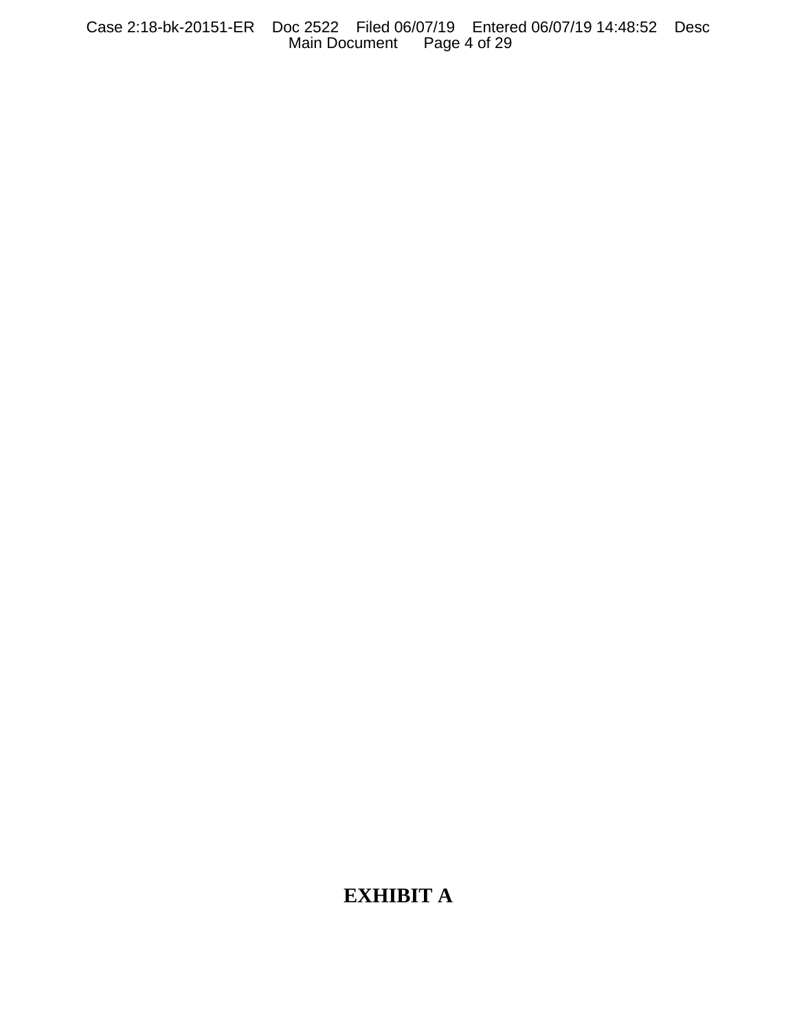# EXHIBIT A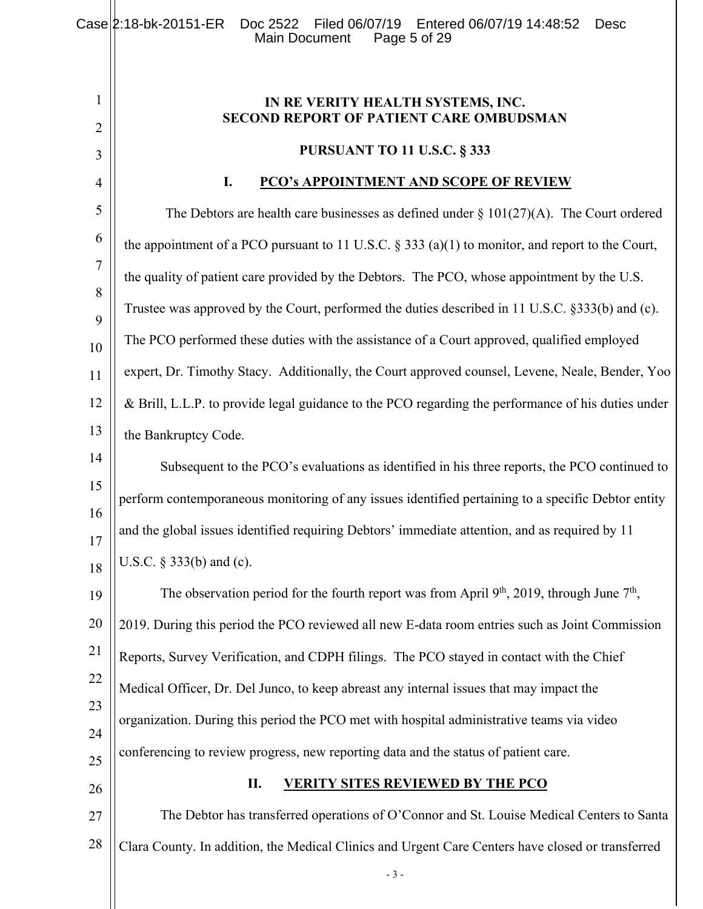**IN RE VERITY HEALTH SYSTEMS, INC.**
**SECOND REPORT OF PATIENT CARE OMBUDSMAN**

**PURSUANT TO 11 U.S.C. § 333**

## I. PCO's APPOINTMENT AND SCOPE OF REVIEW

The Debtors are health care businesses as defined under § 101(27)(A). The Court ordered the appointment of a PCO pursuant to 11 U.S.C. § 333 (a)(1) to monitor, and report to the Court, the quality of patient care provided by the Debtors. The PCO, whose appointment by the U.S. Trustee was approved by the Court, performed the duties described in 11 U.S.C. §333(b) and (c). The PCO performed these duties with the assistance of a Court approved, qualified employed expert, Dr. Timothy Stacy. Additionally, the Court approved counsel, Levene, Neale, Bender, Yoo & Brill, L.L.P. to provide legal guidance to the PCO regarding the performance of his duties under the Bankruptcy Code.

Subsequent to the PCO's evaluations as identified in his three reports, the PCO continued to perform contemporaneous monitoring of any issues identified pertaining to a specific Debtor entity and the global issues identified requiring Debtors' immediate attention, and as required by 11 U.S.C. § 333(b) and (c).

The observation period for the fourth report was from April 9th, 2019, through June 7th, 2019. During this period the PCO reviewed all new E-data room entries such as Joint Commission Reports, Survey Verification, and CDPH filings. The PCO stayed in contact with the Chief Medical Officer, Dr. Del Junco, to keep abreast any internal issues that may impact the organization. During this period the PCO met with hospital administrative teams via video conferencing to review progress, new reporting data and the status of patient care.

## II. VERITY SITES REVIEWED BY THE PCO

The Debtor has transferred operations of O'Connor and St. Louise Medical Centers to Santa Clara County. In addition, the Medical Clinics and Urgent Care Centers have closed or transferred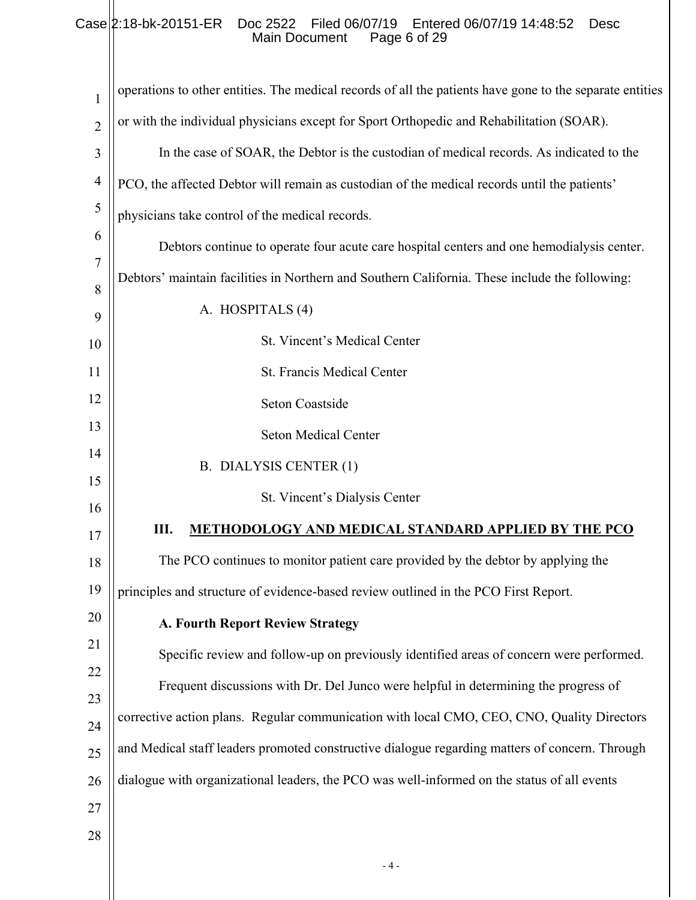operations to other entities. The medical records of all the patients have gone to the separate entities or with the individual physicians except for Sport Orthopedic and Rehabilitation (SOAR).

In the case of SOAR, the Debtor is the custodian of medical records. As indicated to the PCO, the affected Debtor will remain as custodian of the medical records until the patients' physicians take control of the medical records.

Debtors continue to operate four acute care hospital centers and one hemodialysis center. Debtors' maintain facilities in Northern and Southern California. These include the following:

A. HOSPITALS (4)

St. Vincent's Medical Center

St. Francis Medical Center

Seton Coastside

Seton Medical Center

B. DIALYSIS CENTER (1)

St. Vincent's Dialysis Center

## III. METHODOLOGY AND MEDICAL STANDARD APPLIED BY THE PCO

The PCO continues to monitor patient care provided by the debtor by applying the principles and structure of evidence-based review outlined in the PCO First Report.

### A. Fourth Report Review Strategy

Specific review and follow-up on previously identified areas of concern were performed.

Frequent discussions with Dr. Del Junco were helpful in determining the progress of corrective action plans. Regular communication with local CMO, CEO, CNO, Quality Directors and Medical staff leaders promoted constructive dialogue regarding matters of concern. Through dialogue with organizational leaders, the PCO was well-informed on the status of all events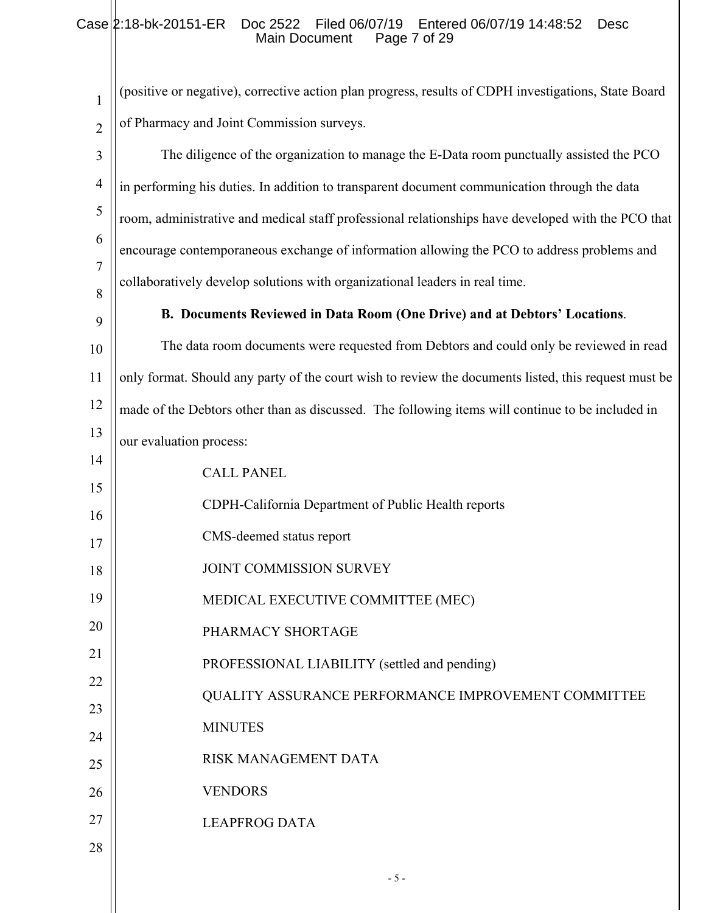(positive or negative), corrective action plan progress, results of CDPH investigations, State Board of Pharmacy and Joint Commission surveys.

The diligence of the organization to manage the E-Data room punctually assisted the PCO in performing his duties. In addition to transparent document communication through the data room, administrative and medical staff professional relationships have developed with the PCO that encourage contemporaneous exchange of information allowing the PCO to address problems and collaboratively develop solutions with organizational leaders in real time.

**B. Documents Reviewed in Data Room (One Drive) and at Debtors' Locations**.

The data room documents were requested from Debtors and could only be reviewed in read only format. Should any party of the court wish to review the documents listed, this request must be made of the Debtors other than as discussed. The following items will continue to be included in our evaluation process:

CALL PANEL

CDPH-California Department of Public Health reports

CMS-deemed status report

JOINT COMMISSION SURVEY

MEDICAL EXECUTIVE COMMITTEE (MEC)

PHARMACY SHORTAGE

PROFESSIONAL LIABILITY (settled and pending)

QUALITY ASSURANCE PERFORMANCE IMPROVEMENT COMMITTEE MINUTES

RISK MANAGEMENT DATA

VENDORS

LEAPFROG DATA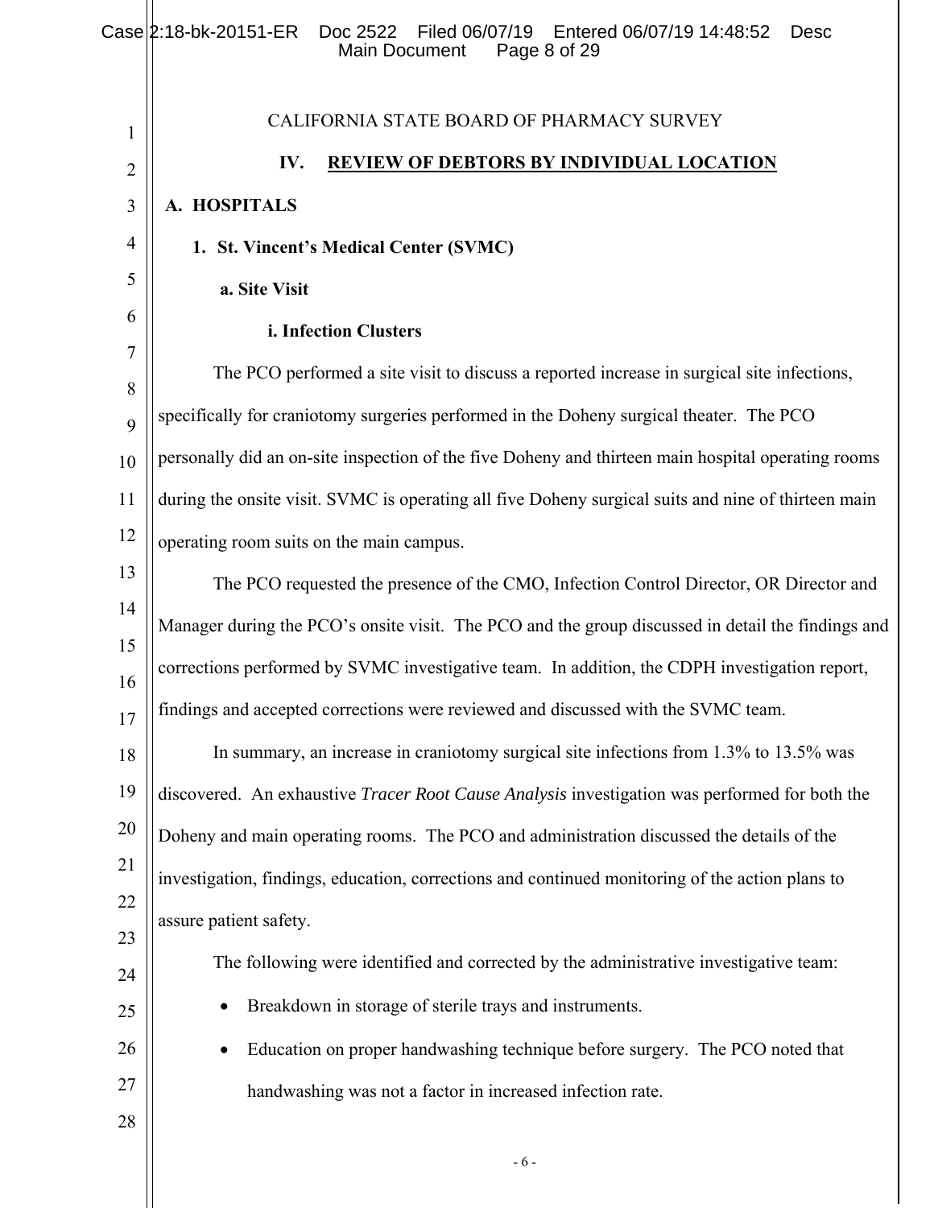CALIFORNIA STATE BOARD OF PHARMACY SURVEY

## IV. REVIEW OF DEBTORS BY INDIVIDUAL LOCATION

### A. HOSPITALS

#### 1. St. Vincent's Medical Center (SVMC)

**a. Site Visit**

**i. Infection Clusters**

The PCO performed a site visit to discuss a reported increase in surgical site infections, specifically for craniotomy surgeries performed in the Doheny surgical theater. The PCO personally did an on-site inspection of the five Doheny and thirteen main hospital operating rooms during the onsite visit. SVMC is operating all five Doheny surgical suits and nine of thirteen main operating room suits on the main campus.

The PCO requested the presence of the CMO, Infection Control Director, OR Director and Manager during the PCO's onsite visit. The PCO and the group discussed in detail the findings and corrections performed by SVMC investigative team. In addition, the CDPH investigation report, findings and accepted corrections were reviewed and discussed with the SVMC team.

In summary, an increase in craniotomy surgical site infections from 1.3% to 13.5% was discovered. An exhaustive *Tracer Root Cause Analysis* investigation was performed for both the Doheny and main operating rooms. The PCO and administration discussed the details of the investigation, findings, education, corrections and continued monitoring of the action plans to assure patient safety.

The following were identified and corrected by the administrative investigative team:

- Breakdown in storage of sterile trays and instruments.
- Education on proper handwashing technique before surgery. The PCO noted that handwashing was not a factor in increased infection rate.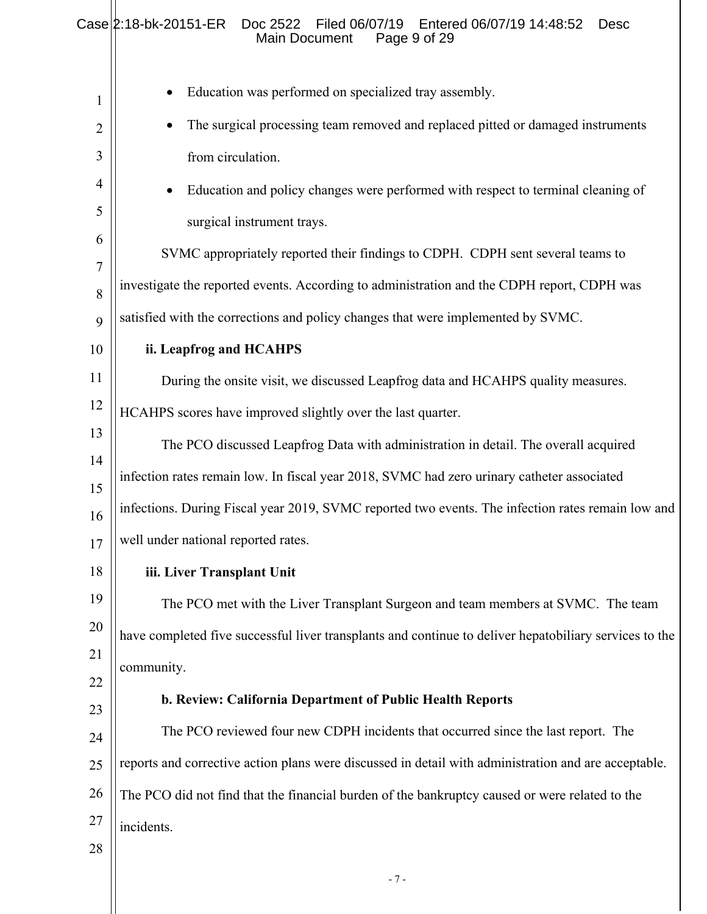- Education was performed on specialized tray assembly.
- The surgical processing team removed and replaced pitted or damaged instruments from circulation.
- Education and policy changes were performed with respect to terminal cleaning of surgical instrument trays.

SVMC appropriately reported their findings to CDPH. CDPH sent several teams to investigate the reported events. According to administration and the CDPH report, CDPH was satisfied with the corrections and policy changes that were implemented by SVMC.

**ii. Leapfrog and HCAHPS**

During the onsite visit, we discussed Leapfrog data and HCAHPS quality measures. HCAHPS scores have improved slightly over the last quarter.

The PCO discussed Leapfrog Data with administration in detail. The overall acquired infection rates remain low. In fiscal year 2018, SVMC had zero urinary catheter associated infections. During Fiscal year 2019, SVMC reported two events. The infection rates remain low and well under national reported rates.

**iii. Liver Transplant Unit**

The PCO met with the Liver Transplant Surgeon and team members at SVMC. The team have completed five successful liver transplants and continue to deliver hepatobiliary services to the community.

**b. Review: California Department of Public Health Reports**

The PCO reviewed four new CDPH incidents that occurred since the last report. The reports and corrective action plans were discussed in detail with administration and are acceptable. The PCO did not find that the financial burden of the bankruptcy caused or were related to the incidents.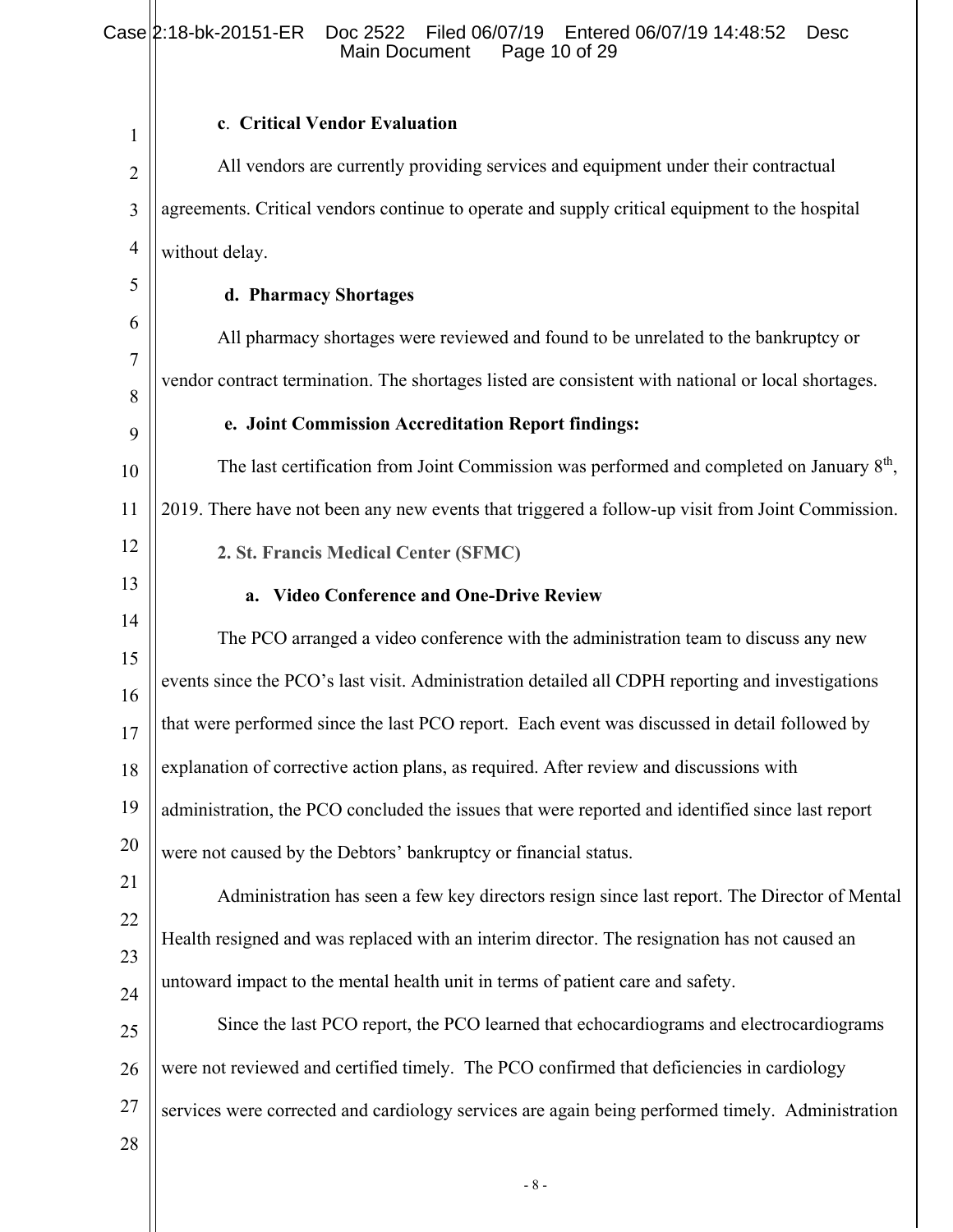**c. Critical Vendor Evaluation**

All vendors are currently providing services and equipment under their contractual agreements. Critical vendors continue to operate and supply critical equipment to the hospital without delay.

**d. Pharmacy Shortages**

All pharmacy shortages were reviewed and found to be unrelated to the bankruptcy or vendor contract termination. The shortages listed are consistent with national or local shortages.

**e. Joint Commission Accreditation Report findings:**

The last certification from Joint Commission was performed and completed on January 8th, 2019. There have not been any new events that triggered a follow-up visit from Joint Commission.

**2. St. Francis Medical Center (SFMC)**

**a. Video Conference and One-Drive Review**

The PCO arranged a video conference with the administration team to discuss any new events since the PCO's last visit. Administration detailed all CDPH reporting and investigations that were performed since the last PCO report. Each event was discussed in detail followed by explanation of corrective action plans, as required. After review and discussions with administration, the PCO concluded the issues that were reported and identified since last report were not caused by the Debtors' bankruptcy or financial status.

Administration has seen a few key directors resign since last report. The Director of Mental Health resigned and was replaced with an interim director. The resignation has not caused an untoward impact to the mental health unit in terms of patient care and safety.

Since the last PCO report, the PCO learned that echocardiograms and electrocardiograms were not reviewed and certified timely. The PCO confirmed that deficiencies in cardiology services were corrected and cardiology services are again being performed timely. Administration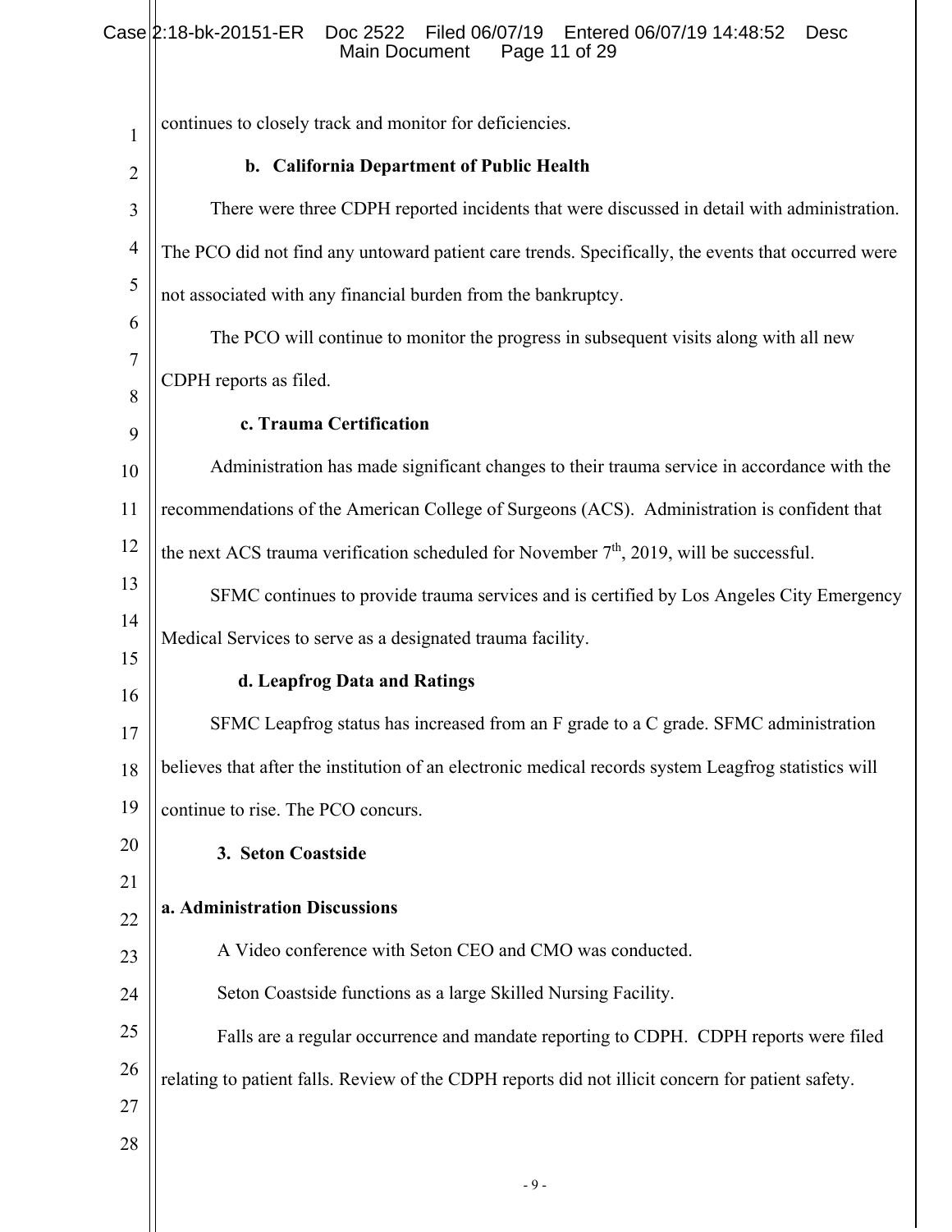continues to closely track and monitor for deficiencies.

**b. California Department of Public Health**

There were three CDPH reported incidents that were discussed in detail with administration. The PCO did not find any untoward patient care trends. Specifically, the events that occurred were not associated with any financial burden from the bankruptcy.

The PCO will continue to monitor the progress in subsequent visits along with all new CDPH reports as filed.

**c. Trauma Certification**

Administration has made significant changes to their trauma service in accordance with the recommendations of the American College of Surgeons (ACS). Administration is confident that the next ACS trauma verification scheduled for November 7th, 2019, will be successful.

SFMC continues to provide trauma services and is certified by Los Angeles City Emergency Medical Services to serve as a designated trauma facility.

**d. Leapfrog Data and Ratings**

SFMC Leapfrog status has increased from an F grade to a C grade. SFMC administration believes that after the institution of an electronic medical records system Leagfrog statistics will continue to rise. The PCO concurs.

**3. Seton Coastside**

**a. Administration Discussions**

A Video conference with Seton CEO and CMO was conducted.

Seton Coastside functions as a large Skilled Nursing Facility.

Falls are a regular occurrence and mandate reporting to CDPH. CDPH reports were filed relating to patient falls. Review of the CDPH reports did not illicit concern for patient safety.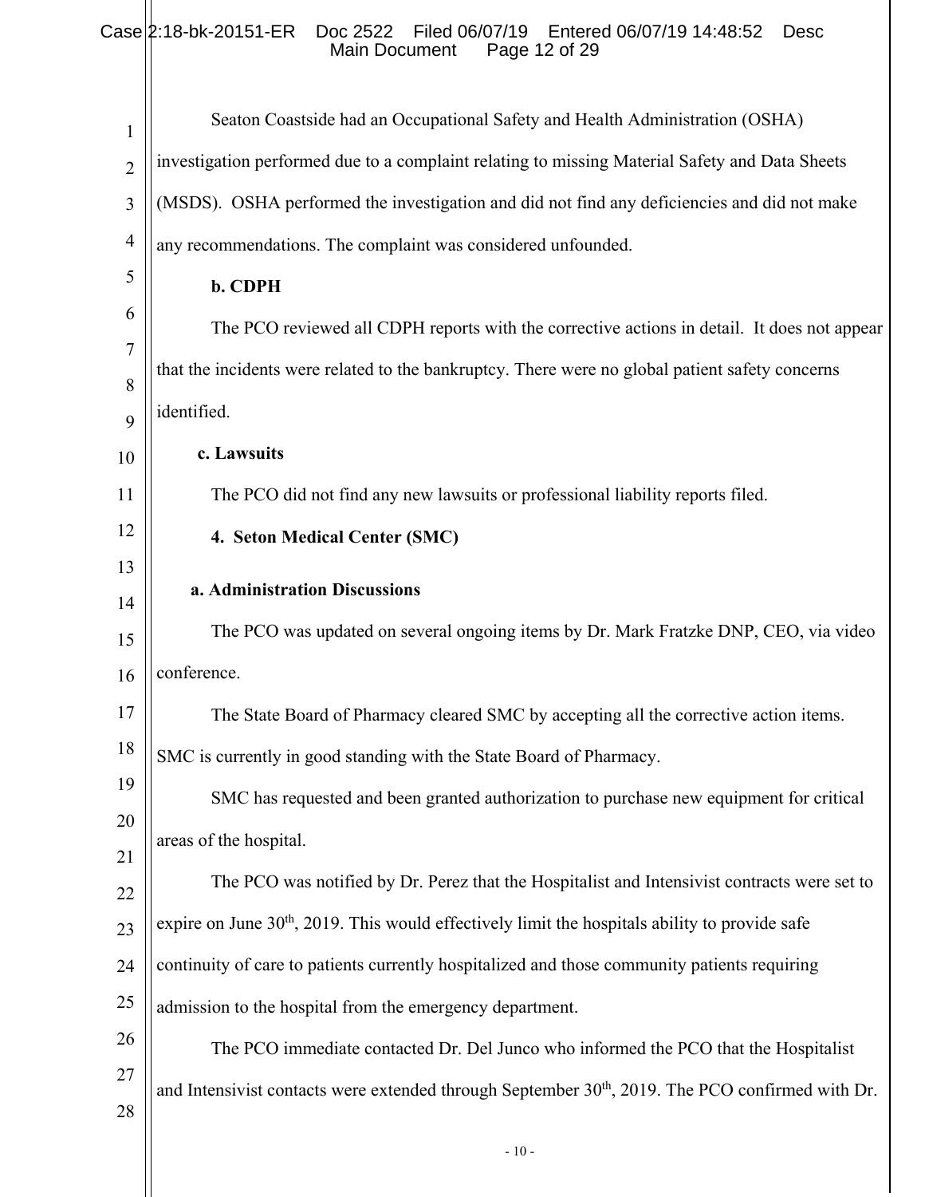Seaton Coastside had an Occupational Safety and Health Administration (OSHA) investigation performed due to a complaint relating to missing Material Safety and Data Sheets (MSDS). OSHA performed the investigation and did not find any deficiencies and did not make any recommendations. The complaint was considered unfounded.

**b. CDPH**

The PCO reviewed all CDPH reports with the corrective actions in detail. It does not appear that the incidents were related to the bankruptcy. There were no global patient safety concerns identified.

**c. Lawsuits**

The PCO did not find any new lawsuits or professional liability reports filed.

**4. Seton Medical Center (SMC)**

**a. Administration Discussions**

The PCO was updated on several ongoing items by Dr. Mark Fratzke DNP, CEO, via video conference.

The State Board of Pharmacy cleared SMC by accepting all the corrective action items. SMC is currently in good standing with the State Board of Pharmacy.

SMC has requested and been granted authorization to purchase new equipment for critical areas of the hospital.

The PCO was notified by Dr. Perez that the Hospitalist and Intensivist contracts were set to expire on June 30th, 2019. This would effectively limit the hospitals ability to provide safe continuity of care to patients currently hospitalized and those community patients requiring admission to the hospital from the emergency department.

The PCO immediate contacted Dr. Del Junco who informed the PCO that the Hospitalist and Intensivist contacts were extended through September 30th, 2019. The PCO confirmed with Dr.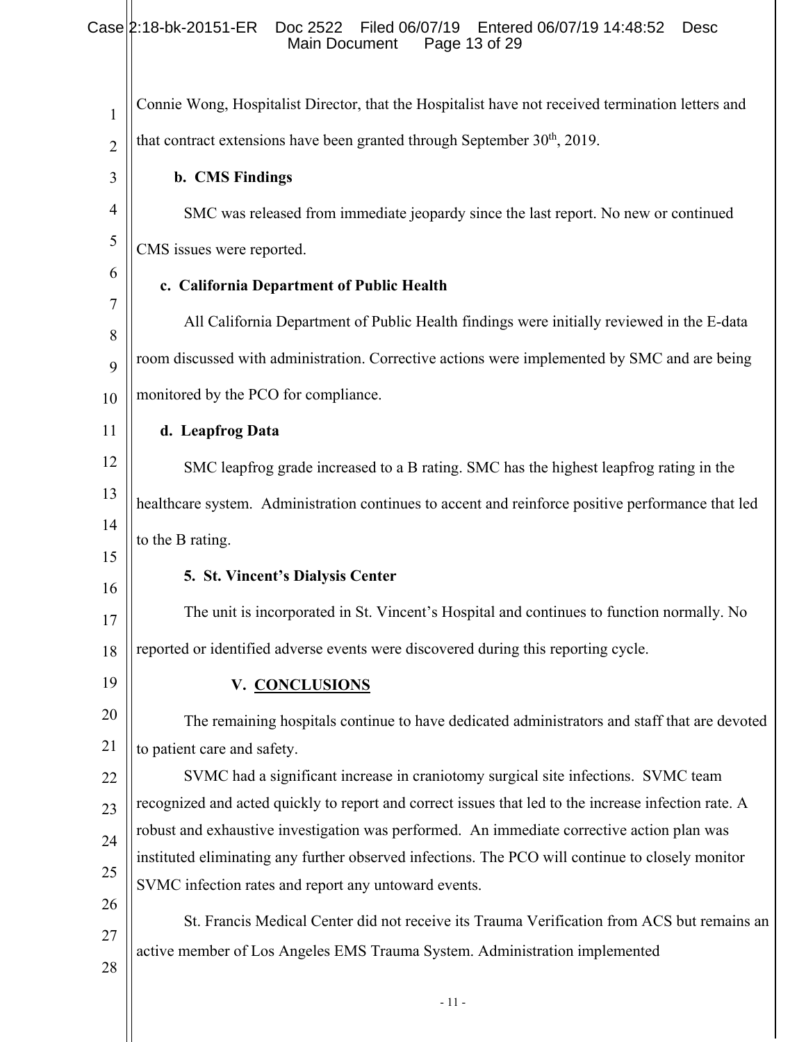Connie Wong, Hospitalist Director, that the Hospitalist have not received termination letters and that contract extensions have been granted through September 30th, 2019.

**b. CMS Findings**

SMC was released from immediate jeopardy since the last report. No new or continued CMS issues were reported.

**c. California Department of Public Health**

All California Department of Public Health findings were initially reviewed in the E-data room discussed with administration. Corrective actions were implemented by SMC and are being monitored by the PCO for compliance.

**d. Leapfrog Data**

SMC leapfrog grade increased to a B rating. SMC has the highest leapfrog rating in the healthcare system. Administration continues to accent and reinforce positive performance that led to the B rating.

**5. St. Vincent's Dialysis Center**

The unit is incorporated in St. Vincent's Hospital and continues to function normally. No reported or identified adverse events were discovered during this reporting cycle.

## V. CONCLUSIONS

The remaining hospitals continue to have dedicated administrators and staff that are devoted to patient care and safety.

SVMC had a significant increase in craniotomy surgical site infections. SVMC team recognized and acted quickly to report and correct issues that led to the increase infection rate. A robust and exhaustive investigation was performed. An immediate corrective action plan was instituted eliminating any further observed infections. The PCO will continue to closely monitor SVMC infection rates and report any untoward events.

St. Francis Medical Center did not receive its Trauma Verification from ACS but remains an active member of Los Angeles EMS Trauma System. Administration implemented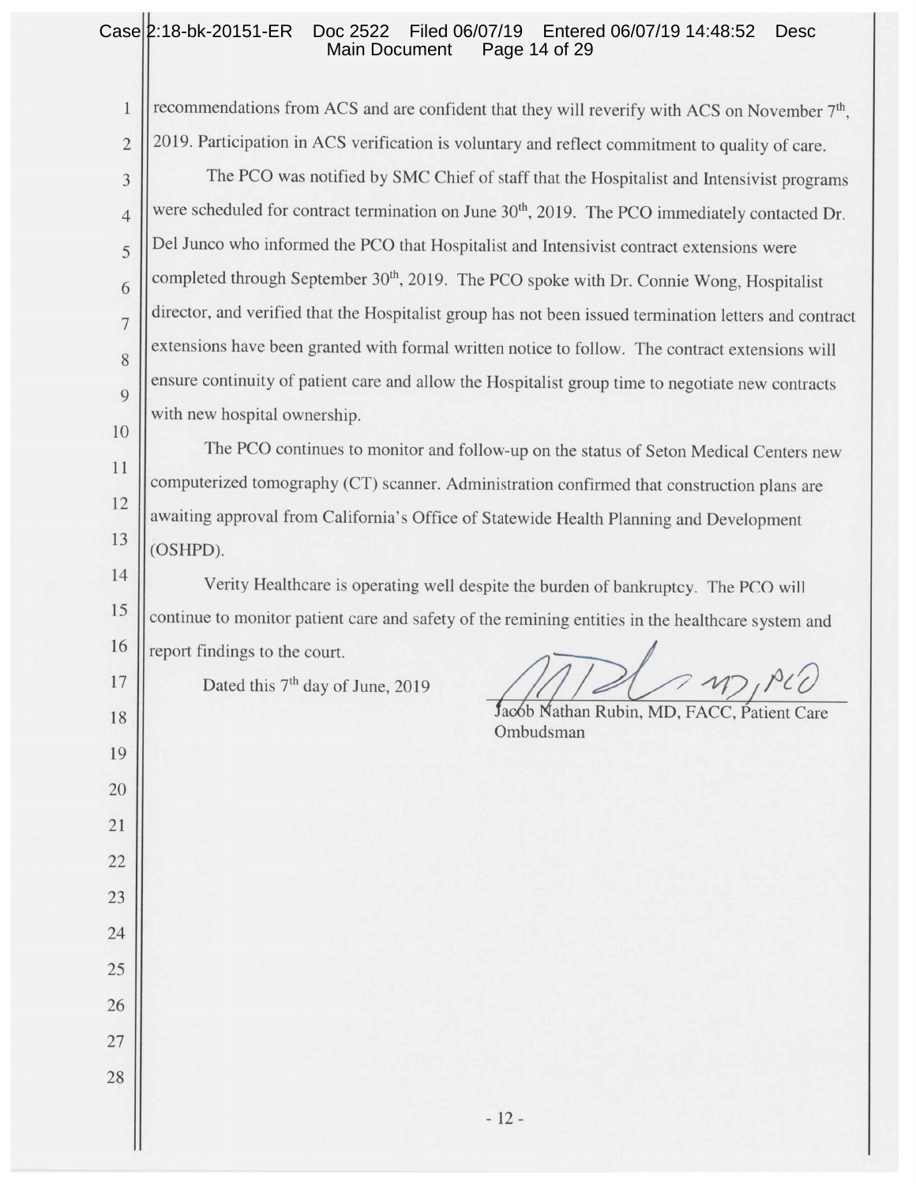recommendations from ACS and are confident that they will reverify with ACS on November 7th, 2019. Participation in ACS verification is voluntary and reflect commitment to quality of care.

The PCO was notified by SMC Chief of staff that the Hospitalist and Intensivist programs were scheduled for contract termination on June 30th, 2019. The PCO immediately contacted Dr. Del Junco who informed the PCO that Hospitalist and Intensivist contract extensions were completed through September 30th, 2019. The PCO spoke with Dr. Connie Wong, Hospitalist director, and verified that the Hospitalist group has not been issued termination letters and contract extensions have been granted with formal written notice to follow. The contract extensions will ensure continuity of patient care and allow the Hospitalist group time to negotiate new contracts with new hospital ownership.

The PCO continues to monitor and follow-up on the status of Seton Medical Centers new computerized tomography (CT) scanner. Administration confirmed that construction plans are awaiting approval from California's Office of Statewide Health Planning and Development (OSHPD).

Verity Healthcare is operating well despite the burden of bankruptcy. The PCO will continue to monitor patient care and safety of the remining entities in the healthcare system and report findings to the court.

Dated this 7th day of June, 2019

Jacob Nathan Rubin, MD, FACC, Patient Care Ombudsman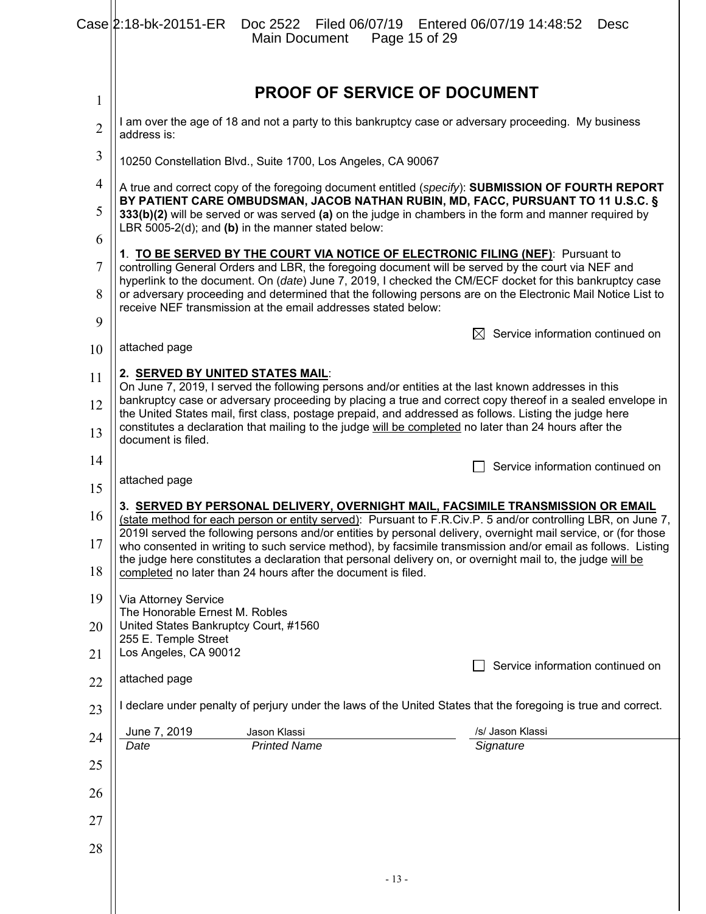# PROOF OF SERVICE OF DOCUMENT

I am over the age of 18 and not a party to this bankruptcy case or adversary proceeding. My business address is:

10250 Constellation Blvd., Suite 1700, Los Angeles, CA 90067

A true and correct copy of the foregoing document entitled (*specify*): **SUBMISSION OF FOURTH REPORT BY PATIENT CARE OMBUDSMAN, JACOB NATHAN RUBIN, MD, FACC, PURSUANT TO 11 U.S.C. § 333(b)(2)** will be served or was served **(a)** on the judge in chambers in the form and manner required by LBR 5005-2(d); and **(b)** in the manner stated below:

**1**. **TO BE SERVED BY THE COURT VIA NOTICE OF ELECTRONIC FILING (NEF)**: Pursuant to controlling General Orders and LBR, the foregoing document will be served by the court via NEF and hyperlink to the document. On (*date*) June 7, 2019, I checked the CM/ECF docket for this bankruptcy case or adversary proceeding and determined that the following persons are on the Electronic Mail Notice List to receive NEF transmission at the email addresses stated below:

☒ Service information continued on attached page

**2. SERVED BY UNITED STATES MAIL**:
On June 7, 2019, I served the following persons and/or entities at the last known addresses in this bankruptcy case or adversary proceeding by placing a true and correct copy thereof in a sealed envelope in the United States mail, first class, postage prepaid, and addressed as follows. Listing the judge here constitutes a declaration that mailing to the judge will be completed no later than 24 hours after the document is filed.

☐ Service information continued on attached page

**3. SERVED BY PERSONAL DELIVERY, OVERNIGHT MAIL, FACSIMILE TRANSMISSION OR EMAIL** (state method for each person or entity served): Pursuant to F.R.Civ.P. 5 and/or controlling LBR, on June 7, 2019I served the following persons and/or entities by personal delivery, overnight mail service, or (for those who consented in writing to such service method), by facsimile transmission and/or email as follows. Listing the judge here constitutes a declaration that personal delivery on, or overnight mail to, the judge will be completed no later than 24 hours after the document is filed.

Via Attorney Service
The Honorable Ernest M. Robles
United States Bankruptcy Court, #1560
255 E. Temple Street
Los Angeles, CA 90012

☐ Service information continued on attached page

I declare under penalty of perjury under the laws of the United States that the foregoing is true and correct.

| June 7, 2019 | Jason Klassi | /s/ Jason Klassi |
|---|---|---|
| *Date* | *Printed Name* | *Signature* |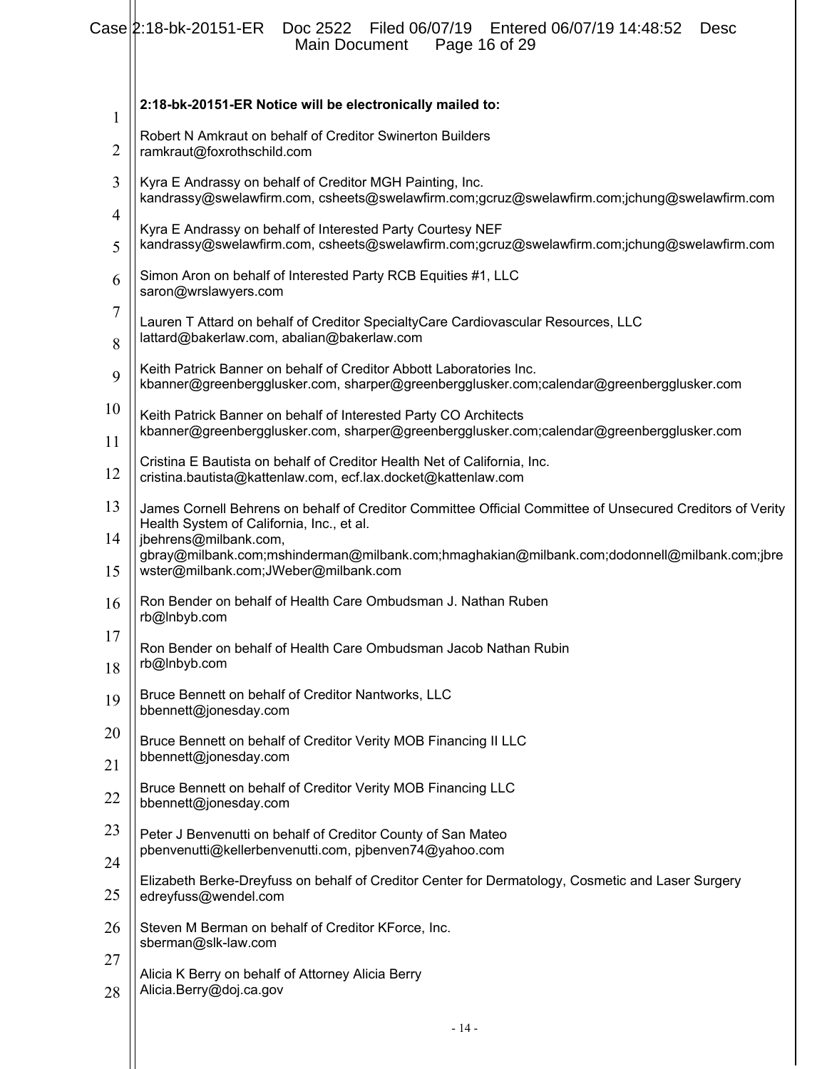**2:18-bk-20151-ER Notice will be electronically mailed to:**

Robert N Amkraut on behalf of Creditor Swinerton Builders
ramkraut@foxrothschild.com

Kyra E Andrassy on behalf of Creditor MGH Painting, Inc.
kandrassy@swelawfirm.com, csheets@swelawfirm.com;gcruz@swelawfirm.com;jchung@swelawfirm.com

Kyra E Andrassy on behalf of Interested Party Courtesy NEF
kandrassy@swelawfirm.com, csheets@swelawfirm.com;gcruz@swelawfirm.com;jchung@swelawfirm.com

Simon Aron on behalf of Interested Party RCB Equities #1, LLC
saron@wrslawyers.com

Lauren T Attard on behalf of Creditor SpecialtyCare Cardiovascular Resources, LLC
lattard@bakerlaw.com, abalian@bakerlaw.com

Keith Patrick Banner on behalf of Creditor Abbott Laboratories Inc.
kbanner@greenbergglusker.com, sharper@greenbergglusker.com;calendar@greenbergglusker.com

Keith Patrick Banner on behalf of Interested Party CO Architects
kbanner@greenbergglusker.com, sharper@greenbergglusker.com;calendar@greenbergglusker.com

Cristina E Bautista on behalf of Creditor Health Net of California, Inc.
cristina.bautista@kattenlaw.com, ecf.lax.docket@kattenlaw.com

James Cornell Behrens on behalf of Creditor Committee Official Committee of Unsecured Creditors of Verity Health System of California, Inc., et al.
jbehrens@milbank.com,
gbray@milbank.com;mshinderman@milbank.com;hmaghakian@milbank.com;dodonnell@milbank.com;jbrewster@milbank.com;JWeber@milbank.com

Ron Bender on behalf of Health Care Ombudsman J. Nathan Ruben
rb@lnbyb.com

Ron Bender on behalf of Health Care Ombudsman Jacob Nathan Rubin
rb@lnbyb.com

Bruce Bennett on behalf of Creditor Nantworks, LLC
bbennett@jonesday.com

Bruce Bennett on behalf of Creditor Verity MOB Financing II LLC
bbennett@jonesday.com

Bruce Bennett on behalf of Creditor Verity MOB Financing LLC
bbennett@jonesday.com

Peter J Benvenutti on behalf of Creditor County of San Mateo
pbenvenutti@kellerbenvenutti.com, pjbenven74@yahoo.com

Elizabeth Berke-Dreyfuss on behalf of Creditor Center for Dermatology, Cosmetic and Laser Surgery
edreyfuss@wendel.com

Steven M Berman on behalf of Creditor KForce, Inc.
sberman@slk-law.com

Alicia K Berry on behalf of Attorney Alicia Berry
Alicia.Berry@doj.ca.gov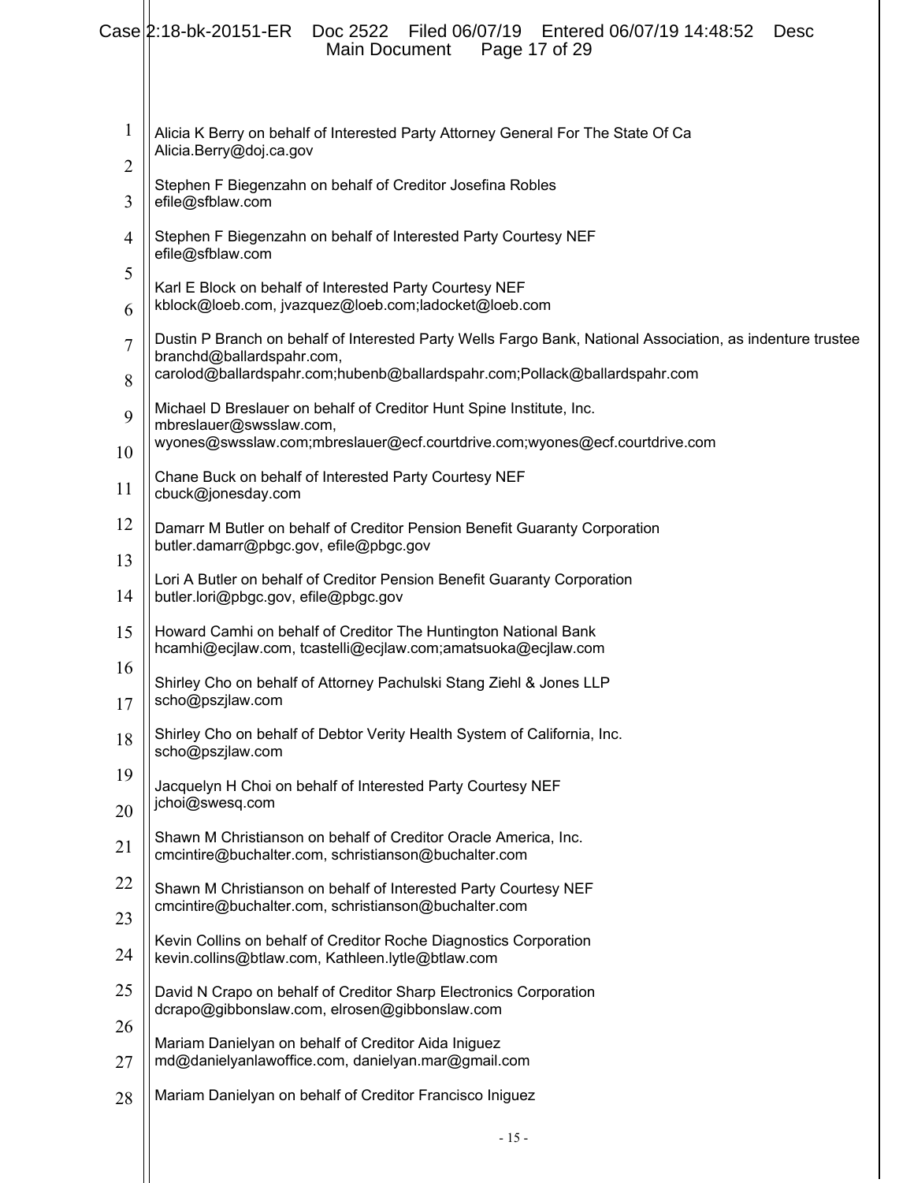Alicia K Berry on behalf of Interested Party Attorney General For The State Of Ca
Alicia.Berry@doj.ca.gov

Stephen F Biegenzahn on behalf of Creditor Josefina Robles
efile@sfblaw.com

Stephen F Biegenzahn on behalf of Interested Party Courtesy NEF
efile@sfblaw.com

Karl E Block on behalf of Interested Party Courtesy NEF
kblock@loeb.com, jvazquez@loeb.com;ladocket@loeb.com

Dustin P Branch on behalf of Interested Party Wells Fargo Bank, National Association, as indenture trustee
branchd@ballardspahr.com,
carolod@ballardspahr.com;hubenb@ballardspahr.com;Pollack@ballardspahr.com

Michael D Breslauer on behalf of Creditor Hunt Spine Institute, Inc.
mbreslauer@swsslaw.com,
wyones@swsslaw.com;mbreslauer@ecf.courtdrive.com;wyones@ecf.courtdrive.com

Chane Buck on behalf of Interested Party Courtesy NEF
cbuck@jonesday.com

Damarr M Butler on behalf of Creditor Pension Benefit Guaranty Corporation
butler.damarr@pbgc.gov, efile@pbgc.gov

Lori A Butler on behalf of Creditor Pension Benefit Guaranty Corporation
butler.lori@pbgc.gov, efile@pbgc.gov

Howard Camhi on behalf of Creditor The Huntington National Bank
hcamhi@ecjlaw.com, tcastelli@ecjlaw.com;amatsuoka@ecjlaw.com

Shirley Cho on behalf of Attorney Pachulski Stang Ziehl & Jones LLP
scho@pszjlaw.com

Shirley Cho on behalf of Debtor Verity Health System of California, Inc.
scho@pszjlaw.com

Jacquelyn H Choi on behalf of Interested Party Courtesy NEF
jchoi@swesq.com

Shawn M Christianson on behalf of Creditor Oracle America, Inc.
cmcintire@buchalter.com, schristianson@buchalter.com

Shawn M Christianson on behalf of Interested Party Courtesy NEF
cmcintire@buchalter.com, schristianson@buchalter.com

Kevin Collins on behalf of Creditor Roche Diagnostics Corporation
kevin.collins@btlaw.com, Kathleen.lytle@btlaw.com

David N Crapo on behalf of Creditor Sharp Electronics Corporation
dcrapo@gibbonslaw.com, elrosen@gibbonslaw.com

Mariam Danielyan on behalf of Creditor Aida Iniguez
md@danielyanlawoffice.com, danielyan.mar@gmail.com

Mariam Danielyan on behalf of Creditor Francisco Iniguez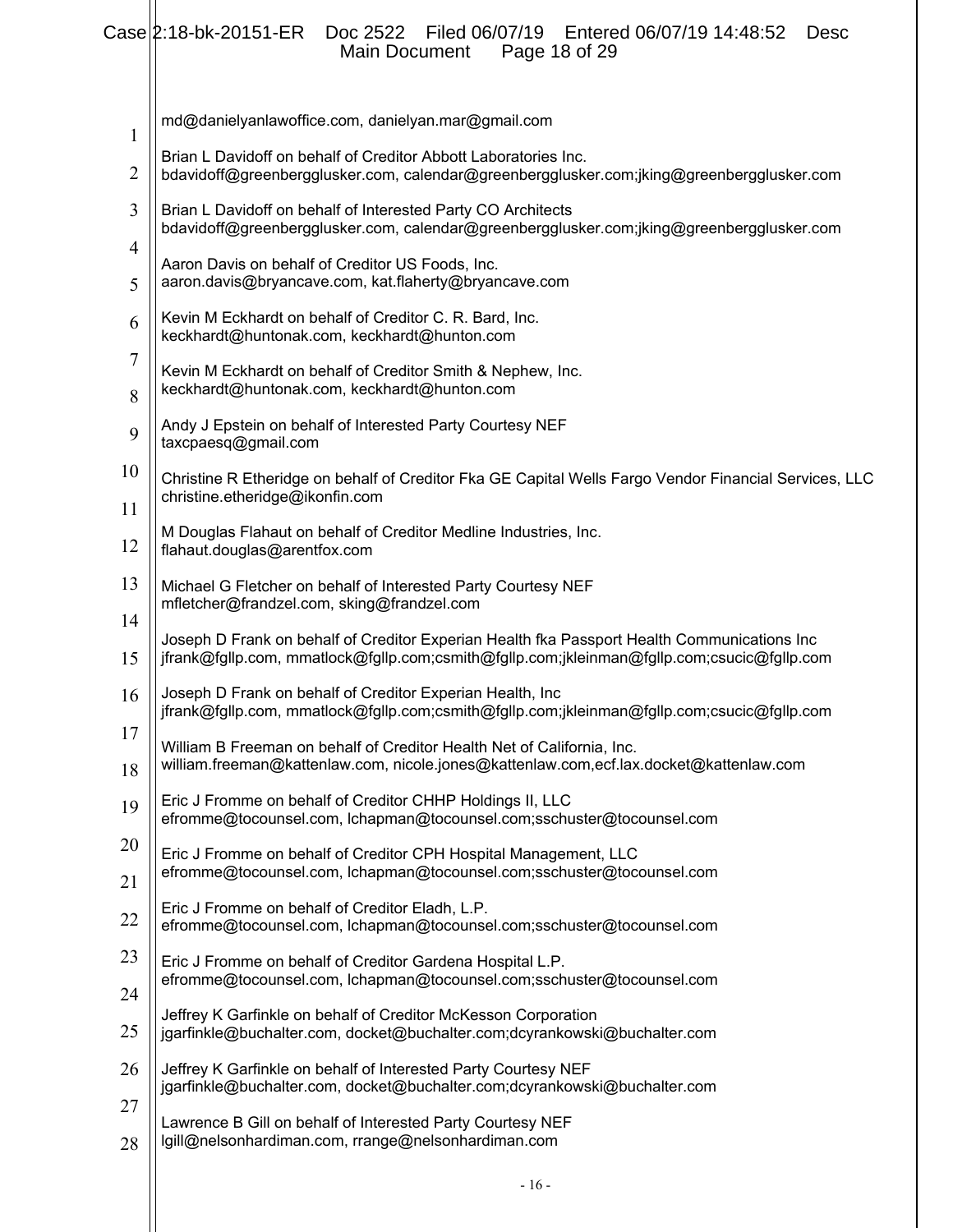md@danielyanlawoffice.com, danielyan.mar@gmail.com

Brian L Davidoff on behalf of Creditor Abbott Laboratories Inc.
bdavidoff@greenbergglusker.com, calendar@greenbergglusker.com;jking@greenbergglusker.com

Brian L Davidoff on behalf of Interested Party CO Architects
bdavidoff@greenbergglusker.com, calendar@greenbergglusker.com;jking@greenbergglusker.com

Aaron Davis on behalf of Creditor US Foods, Inc.
aaron.davis@bryancave.com, kat.flaherty@bryancave.com

Kevin M Eckhardt on behalf of Creditor C. R. Bard, Inc.
keckhardt@huntonak.com, keckhardt@hunton.com

Kevin M Eckhardt on behalf of Creditor Smith & Nephew, Inc.
keckhardt@huntonak.com, keckhardt@hunton.com

Andy J Epstein on behalf of Interested Party Courtesy NEF
taxcpaesq@gmail.com

Christine R Etheridge on behalf of Creditor Fka GE Capital Wells Fargo Vendor Financial Services, LLC
christine.etheridge@ikonfin.com

M Douglas Flahaut on behalf of Creditor Medline Industries, Inc.
flahaut.douglas@arentfox.com

Michael G Fletcher on behalf of Interested Party Courtesy NEF
mfletcher@frandzel.com, sking@frandzel.com

Joseph D Frank on behalf of Creditor Experian Health fka Passport Health Communications Inc
jfrank@fgllp.com, mmatlock@fgllp.com;csmith@fgllp.com;jkleinman@fgllp.com;csucic@fgllp.com

Joseph D Frank on behalf of Creditor Experian Health, Inc
jfrank@fgllp.com, mmatlock@fgllp.com;csmith@fgllp.com;jkleinman@fgllp.com;csucic@fgllp.com

William B Freeman on behalf of Creditor Health Net of California, Inc.
william.freeman@kattenlaw.com, nicole.jones@kattenlaw.com,ecf.lax.docket@kattenlaw.com

Eric J Fromme on behalf of Creditor CHHP Holdings II, LLC
efromme@tocounsel.com, lchapman@tocounsel.com;sschuster@tocounsel.com

Eric J Fromme on behalf of Creditor CPH Hospital Management, LLC
efromme@tocounsel.com, lchapman@tocounsel.com;sschuster@tocounsel.com

Eric J Fromme on behalf of Creditor Eladh, L.P.
efromme@tocounsel.com, lchapman@tocounsel.com;sschuster@tocounsel.com

Eric J Fromme on behalf of Creditor Gardena Hospital L.P.
efromme@tocounsel.com, lchapman@tocounsel.com;sschuster@tocounsel.com

Jeffrey K Garfinkle on behalf of Creditor McKesson Corporation
jgarfinkle@buchalter.com, docket@buchalter.com;dcyrankowski@buchalter.com

Jeffrey K Garfinkle on behalf of Interested Party Courtesy NEF
jgarfinkle@buchalter.com, docket@buchalter.com;dcyrankowski@buchalter.com

Lawrence B Gill on behalf of Interested Party Courtesy NEF
lgill@nelsonhardiman.com, rrange@nelsonhardiman.com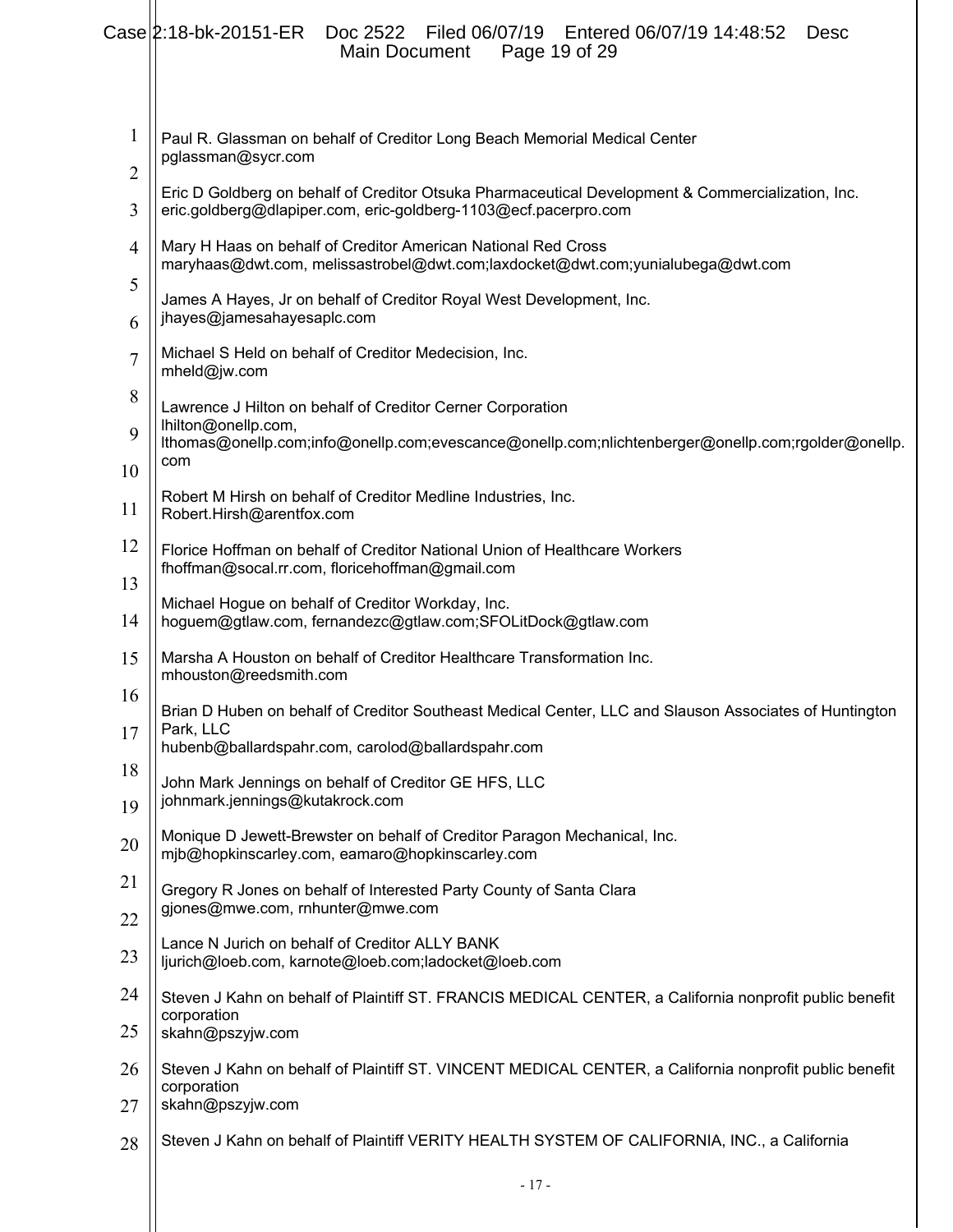Paul R. Glassman on behalf of Creditor Long Beach Memorial Medical Center
pglassman@sycr.com

Eric D Goldberg on behalf of Creditor Otsuka Pharmaceutical Development & Commercialization, Inc.
eric.goldberg@dlapiper.com, eric-goldberg-1103@ecf.pacerpro.com

Mary H Haas on behalf of Creditor American National Red Cross
maryhaas@dwt.com, melissastrobel@dwt.com;laxdocket@dwt.com;yunialubega@dwt.com

James A Hayes, Jr on behalf of Creditor Royal West Development, Inc.
jhayes@jamesahayesaplc.com

Michael S Held on behalf of Creditor Medecision, Inc.
mheld@jw.com

Lawrence J Hilton on behalf of Creditor Cerner Corporation
lhilton@onellp.com,
lthomas@onellp.com;info@onellp.com;evescance@onellp.com;nlichtenberger@onellp.com;rgolder@onellp.com

Robert M Hirsh on behalf of Creditor Medline Industries, Inc.
Robert.Hirsh@arentfox.com

Florice Hoffman on behalf of Creditor National Union of Healthcare Workers
fhoffman@socal.rr.com, floricehoffman@gmail.com

Michael Hogue on behalf of Creditor Workday, Inc.
hoguem@gtlaw.com, fernandezc@gtlaw.com;SFOLitDock@gtlaw.com

Marsha A Houston on behalf of Creditor Healthcare Transformation Inc.
mhouston@reedsmith.com

Brian D Huben on behalf of Creditor Southeast Medical Center, LLC and Slauson Associates of Huntington Park, LLC
hubenb@ballardspahr.com, carolod@ballardspahr.com

John Mark Jennings on behalf of Creditor GE HFS, LLC
johnmark.jennings@kutakrock.com

Monique D Jewett-Brewster on behalf of Creditor Paragon Mechanical, Inc.
mjb@hopkinscarley.com, eamaro@hopkinscarley.com

Gregory R Jones on behalf of Interested Party County of Santa Clara
gjones@mwe.com, rnhunter@mwe.com

Lance N Jurich on behalf of Creditor ALLY BANK
ljurich@loeb.com, karnote@loeb.com;ladocket@loeb.com

Steven J Kahn on behalf of Plaintiff ST. FRANCIS MEDICAL CENTER, a California nonprofit public benefit corporation
skahn@pszyjw.com

Steven J Kahn on behalf of Plaintiff ST. VINCENT MEDICAL CENTER, a California nonprofit public benefit corporation
skahn@pszyjw.com

Steven J Kahn on behalf of Plaintiff VERITY HEALTH SYSTEM OF CALIFORNIA, INC., a California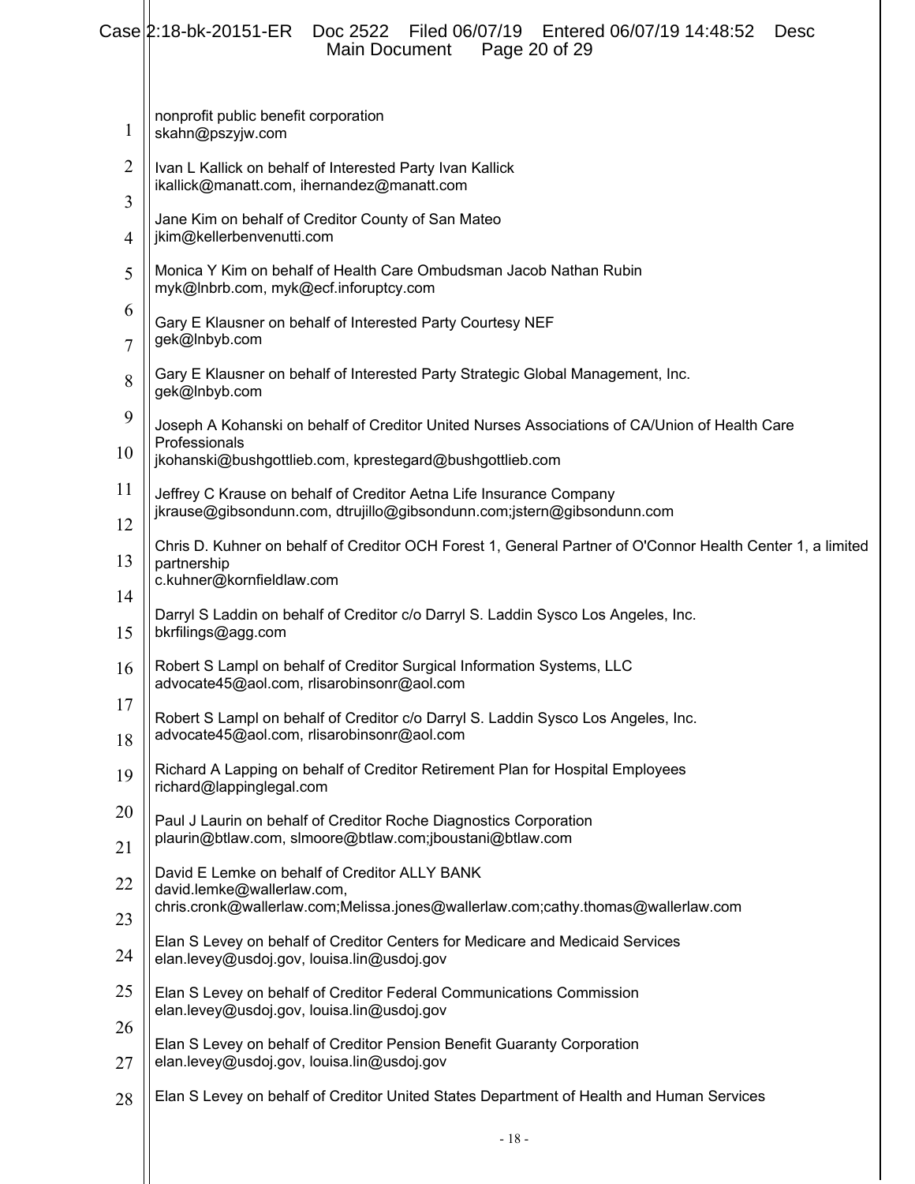nonprofit public benefit corporation
skahn@pszyjw.com

Ivan L Kallick on behalf of Interested Party Ivan Kallick
ikallick@manatt.com, ihernandez@manatt.com

Jane Kim on behalf of Creditor County of San Mateo
jkim@kellerbenvenutti.com

Monica Y Kim on behalf of Health Care Ombudsman Jacob Nathan Rubin
myk@lnbrb.com, myk@ecf.inforuptcy.com

Gary E Klausner on behalf of Interested Party Courtesy NEF
gek@lnbyb.com

Gary E Klausner on behalf of Interested Party Strategic Global Management, Inc.
gek@lnbyb.com

Joseph A Kohanski on behalf of Creditor United Nurses Associations of CA/Union of Health Care Professionals
jkohanski@bushgottlieb.com, kprestegard@bushgottlieb.com

Jeffrey C Krause on behalf of Creditor Aetna Life Insurance Company
jkrause@gibsondunn.com, dtrujillo@gibsondunn.com;jstern@gibsondunn.com

Chris D. Kuhner on behalf of Creditor OCH Forest 1, General Partner of O'Connor Health Center 1, a limited partnership
c.kuhner@kornfieldlaw.com

Darryl S Laddin on behalf of Creditor c/o Darryl S. Laddin Sysco Los Angeles, Inc.
bkrfilings@agg.com

Robert S Lampl on behalf of Creditor Surgical Information Systems, LLC
advocate45@aol.com, rlisarobinsonr@aol.com

Robert S Lampl on behalf of Creditor c/o Darryl S. Laddin Sysco Los Angeles, Inc.
advocate45@aol.com, rlisarobinsonr@aol.com

Richard A Lapping on behalf of Creditor Retirement Plan for Hospital Employees
richard@lappinglegal.com

Paul J Laurin on behalf of Creditor Roche Diagnostics Corporation
plaurin@btlaw.com, slmoore@btlaw.com;jboustani@btlaw.com

David E Lemke on behalf of Creditor ALLY BANK
david.lemke@wallerlaw.com,
chris.cronk@wallerlaw.com;Melissa.jones@wallerlaw.com;cathy.thomas@wallerlaw.com

Elan S Levey on behalf of Creditor Centers for Medicare and Medicaid Services
elan.levey@usdoj.gov, louisa.lin@usdoj.gov

Elan S Levey on behalf of Creditor Federal Communications Commission
elan.levey@usdoj.gov, louisa.lin@usdoj.gov

Elan S Levey on behalf of Creditor Pension Benefit Guaranty Corporation
elan.levey@usdoj.gov, louisa.lin@usdoj.gov

Elan S Levey on behalf of Creditor United States Department of Health and Human Services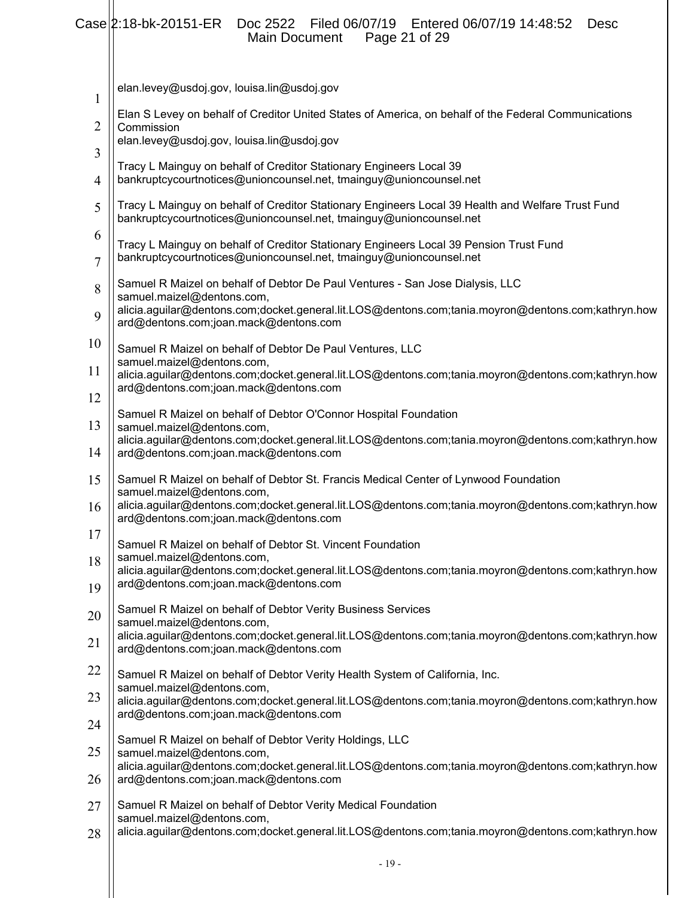elan.levey@usdoj.gov, louisa.lin@usdoj.gov

Elan S Levey on behalf of Creditor United States of America, on behalf of the Federal Communications Commission
elan.levey@usdoj.gov, louisa.lin@usdoj.gov

Tracy L Mainguy on behalf of Creditor Stationary Engineers Local 39
bankruptcycourtnotices@unioncounsel.net, tmainguy@unioncounsel.net

Tracy L Mainguy on behalf of Creditor Stationary Engineers Local 39 Health and Welfare Trust Fund
bankruptcycourtnotices@unioncounsel.net, tmainguy@unioncounsel.net

Tracy L Mainguy on behalf of Creditor Stationary Engineers Local 39 Pension Trust Fund
bankruptcycourtnotices@unioncounsel.net, tmainguy@unioncounsel.net

Samuel R Maizel on behalf of Debtor De Paul Ventures - San Jose Dialysis, LLC
samuel.maizel@dentons.com,
alicia.aguilar@dentons.com;docket.general.lit.LOS@dentons.com;tania.moyron@dentons.com;kathryn.howard@dentons.com;joan.mack@dentons.com

Samuel R Maizel on behalf of Debtor De Paul Ventures, LLC
samuel.maizel@dentons.com,
alicia.aguilar@dentons.com;docket.general.lit.LOS@dentons.com;tania.moyron@dentons.com;kathryn.howard@dentons.com;joan.mack@dentons.com

Samuel R Maizel on behalf of Debtor O'Connor Hospital Foundation
samuel.maizel@dentons.com,
alicia.aguilar@dentons.com;docket.general.lit.LOS@dentons.com;tania.moyron@dentons.com;kathryn.howard@dentons.com;joan.mack@dentons.com

Samuel R Maizel on behalf of Debtor St. Francis Medical Center of Lynwood Foundation
samuel.maizel@dentons.com,
alicia.aguilar@dentons.com;docket.general.lit.LOS@dentons.com;tania.moyron@dentons.com;kathryn.howard@dentons.com;joan.mack@dentons.com

Samuel R Maizel on behalf of Debtor St. Vincent Foundation
samuel.maizel@dentons.com,
alicia.aguilar@dentons.com;docket.general.lit.LOS@dentons.com;tania.moyron@dentons.com;kathryn.howard@dentons.com;joan.mack@dentons.com

Samuel R Maizel on behalf of Debtor Verity Business Services
samuel.maizel@dentons.com,
alicia.aguilar@dentons.com;docket.general.lit.LOS@dentons.com;tania.moyron@dentons.com;kathryn.howard@dentons.com;joan.mack@dentons.com

Samuel R Maizel on behalf of Debtor Verity Health System of California, Inc.
samuel.maizel@dentons.com,
alicia.aguilar@dentons.com;docket.general.lit.LOS@dentons.com;tania.moyron@dentons.com;kathryn.howard@dentons.com;joan.mack@dentons.com

Samuel R Maizel on behalf of Debtor Verity Holdings, LLC
samuel.maizel@dentons.com,
alicia.aguilar@dentons.com;docket.general.lit.LOS@dentons.com;tania.moyron@dentons.com;kathryn.howard@dentons.com;joan.mack@dentons.com

Samuel R Maizel on behalf of Debtor Verity Medical Foundation
samuel.maizel@dentons.com,
alicia.aguilar@dentons.com;docket.general.lit.LOS@dentons.com;tania.moyron@dentons.com;kathryn.how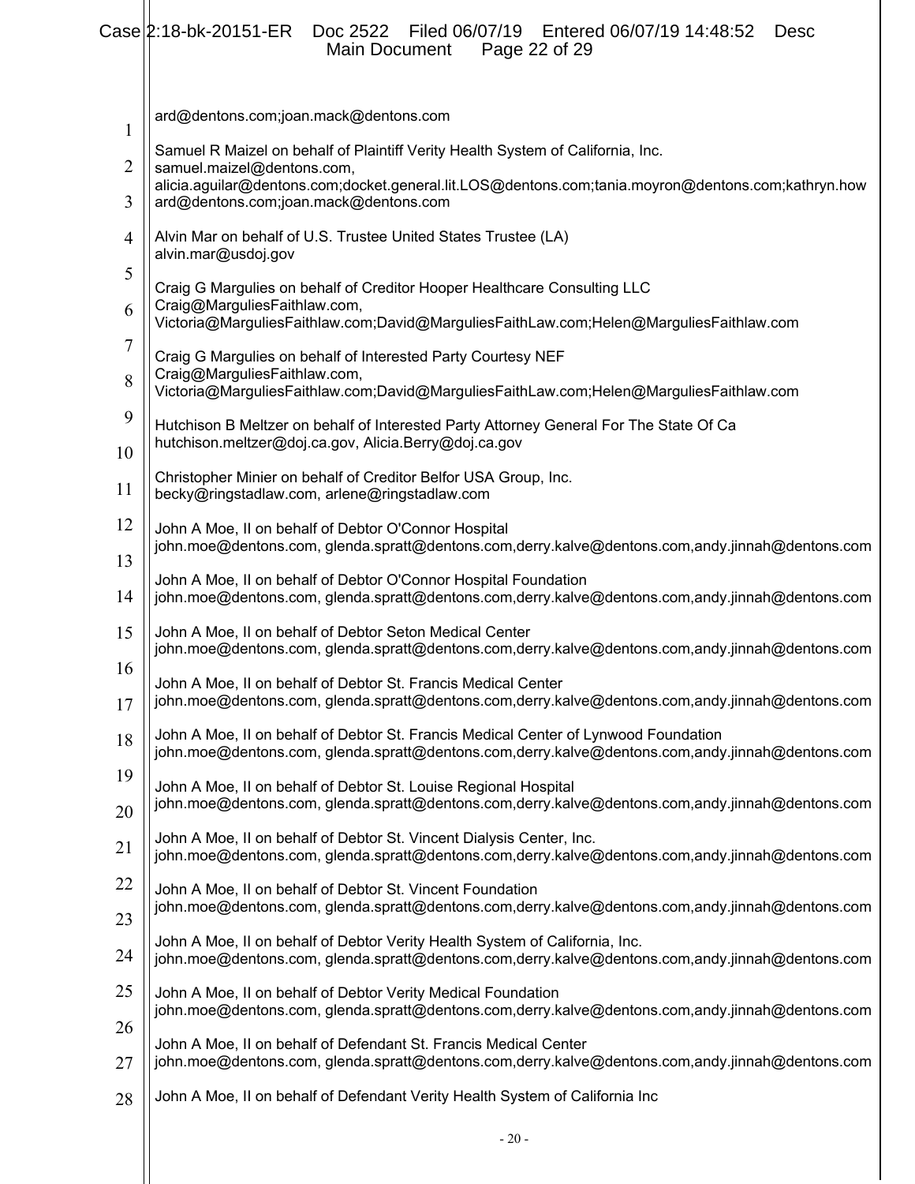ard@dentons.com;joan.mack@dentons.com

Samuel R Maizel on behalf of Plaintiff Verity Health System of California, Inc.
samuel.maizel@dentons.com,
alicia.aguilar@dentons.com;docket.general.lit.LOS@dentons.com;tania.moyron@dentons.com;kathryn.howard@dentons.com;joan.mack@dentons.com

Alvin Mar on behalf of U.S. Trustee United States Trustee (LA)
alvin.mar@usdoj.gov

Craig G Margulies on behalf of Creditor Hooper Healthcare Consulting LLC
Craig@MarguliesFaithlaw.com,
Victoria@MarguliesFaithlaw.com;David@MarguliesFaithLaw.com;Helen@MarguliesFaithlaw.com

Craig G Margulies on behalf of Interested Party Courtesy NEF
Craig@MarguliesFaithlaw.com,
Victoria@MarguliesFaithlaw.com;David@MarguliesFaithLaw.com;Helen@MarguliesFaithlaw.com

Hutchison B Meltzer on behalf of Interested Party Attorney General For The State Of Ca
hutchison.meltzer@doj.ca.gov, Alicia.Berry@doj.ca.gov

Christopher Minier on behalf of Creditor Belfor USA Group, Inc.
becky@ringstadlaw.com, arlene@ringstadlaw.com

John A Moe, II on behalf of Debtor O'Connor Hospital
john.moe@dentons.com, glenda.spratt@dentons.com,derry.kalve@dentons.com,andy.jinnah@dentons.com

John A Moe, II on behalf of Debtor O'Connor Hospital Foundation
john.moe@dentons.com, glenda.spratt@dentons.com,derry.kalve@dentons.com,andy.jinnah@dentons.com

John A Moe, II on behalf of Debtor Seton Medical Center
john.moe@dentons.com, glenda.spratt@dentons.com,derry.kalve@dentons.com,andy.jinnah@dentons.com

John A Moe, II on behalf of Debtor St. Francis Medical Center
john.moe@dentons.com, glenda.spratt@dentons.com,derry.kalve@dentons.com,andy.jinnah@dentons.com

John A Moe, II on behalf of Debtor St. Francis Medical Center of Lynwood Foundation
john.moe@dentons.com, glenda.spratt@dentons.com,derry.kalve@dentons.com,andy.jinnah@dentons.com

John A Moe, II on behalf of Debtor St. Louise Regional Hospital
john.moe@dentons.com, glenda.spratt@dentons.com,derry.kalve@dentons.com,andy.jinnah@dentons.com

John A Moe, II on behalf of Debtor St. Vincent Dialysis Center, Inc.
john.moe@dentons.com, glenda.spratt@dentons.com,derry.kalve@dentons.com,andy.jinnah@dentons.com

John A Moe, II on behalf of Debtor St. Vincent Foundation
john.moe@dentons.com, glenda.spratt@dentons.com,derry.kalve@dentons.com,andy.jinnah@dentons.com

John A Moe, II on behalf of Debtor Verity Health System of California, Inc.
john.moe@dentons.com, glenda.spratt@dentons.com,derry.kalve@dentons.com,andy.jinnah@dentons.com

John A Moe, II on behalf of Debtor Verity Medical Foundation
john.moe@dentons.com, glenda.spratt@dentons.com,derry.kalve@dentons.com,andy.jinnah@dentons.com

John A Moe, II on behalf of Defendant St. Francis Medical Center
john.moe@dentons.com, glenda.spratt@dentons.com,derry.kalve@dentons.com,andy.jinnah@dentons.com

John A Moe, II on behalf of Defendant Verity Health System of California Inc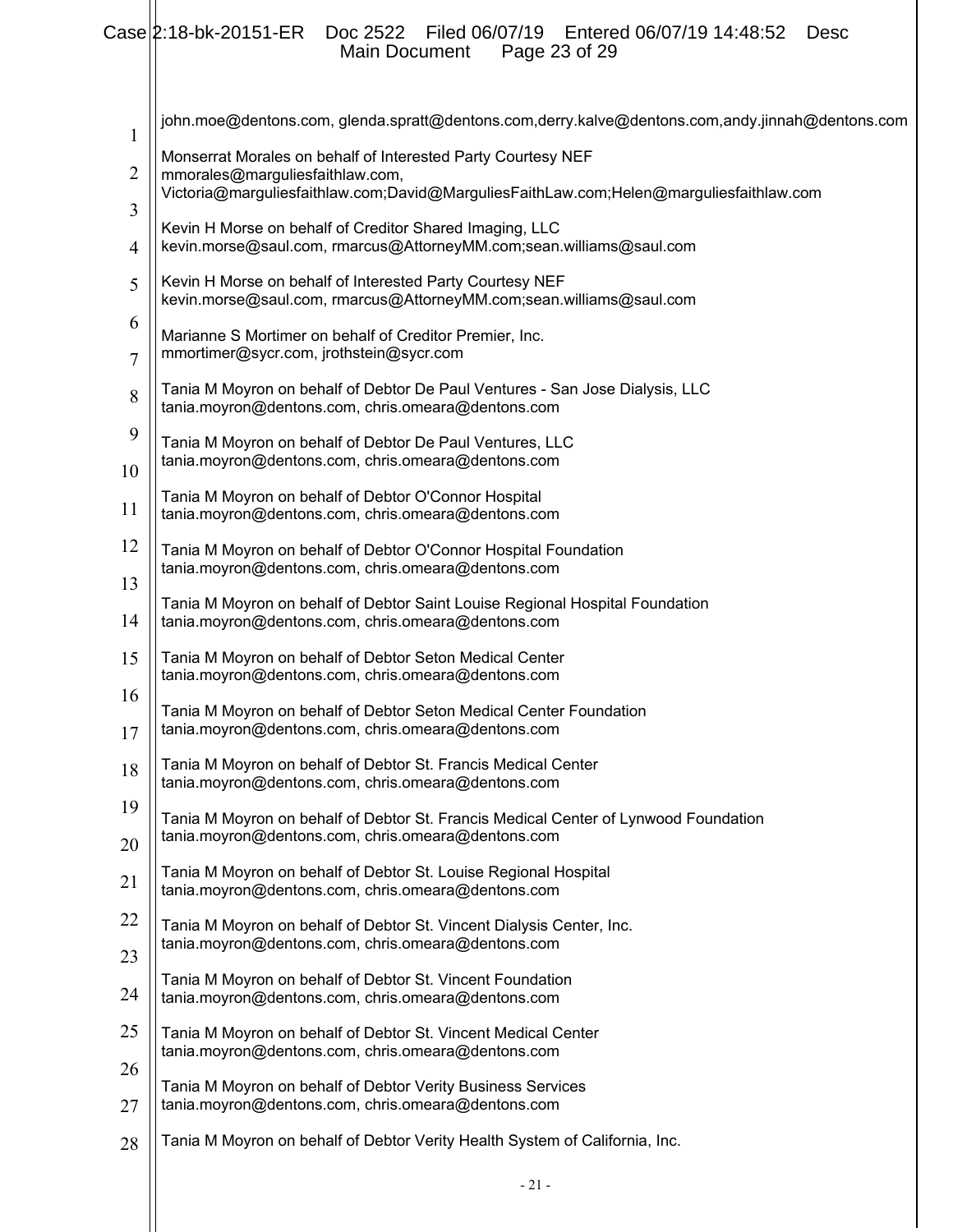john.moe@dentons.com, glenda.spratt@dentons.com,derry.kalve@dentons.com,andy.jinnah@dentons.com

Monserrat Morales on behalf of Interested Party Courtesy NEF
mmorales@marguliesfaithlaw.com,
Victoria@marguliesfaithlaw.com;David@MarguliesFaithLaw.com;Helen@marguliesfaithlaw.com

Kevin H Morse on behalf of Creditor Shared Imaging, LLC
kevin.morse@saul.com, rmarcus@AttorneyMM.com;sean.williams@saul.com

Kevin H Morse on behalf of Interested Party Courtesy NEF
kevin.morse@saul.com, rmarcus@AttorneyMM.com;sean.williams@saul.com

Marianne S Mortimer on behalf of Creditor Premier, Inc.
mmortimer@sycr.com, jrothstein@sycr.com

Tania M Moyron on behalf of Debtor De Paul Ventures - San Jose Dialysis, LLC
tania.moyron@dentons.com, chris.omeara@dentons.com

Tania M Moyron on behalf of Debtor De Paul Ventures, LLC
tania.moyron@dentons.com, chris.omeara@dentons.com

Tania M Moyron on behalf of Debtor O'Connor Hospital
tania.moyron@dentons.com, chris.omeara@dentons.com

Tania M Moyron on behalf of Debtor O'Connor Hospital Foundation
tania.moyron@dentons.com, chris.omeara@dentons.com

Tania M Moyron on behalf of Debtor Saint Louise Regional Hospital Foundation
tania.moyron@dentons.com, chris.omeara@dentons.com

Tania M Moyron on behalf of Debtor Seton Medical Center
tania.moyron@dentons.com, chris.omeara@dentons.com

Tania M Moyron on behalf of Debtor Seton Medical Center Foundation
tania.moyron@dentons.com, chris.omeara@dentons.com

Tania M Moyron on behalf of Debtor St. Francis Medical Center
tania.moyron@dentons.com, chris.omeara@dentons.com

Tania M Moyron on behalf of Debtor St. Francis Medical Center of Lynwood Foundation
tania.moyron@dentons.com, chris.omeara@dentons.com

Tania M Moyron on behalf of Debtor St. Louise Regional Hospital
tania.moyron@dentons.com, chris.omeara@dentons.com

Tania M Moyron on behalf of Debtor St. Vincent Dialysis Center, Inc.
tania.moyron@dentons.com, chris.omeara@dentons.com

Tania M Moyron on behalf of Debtor St. Vincent Foundation
tania.moyron@dentons.com, chris.omeara@dentons.com

Tania M Moyron on behalf of Debtor St. Vincent Medical Center
tania.moyron@dentons.com, chris.omeara@dentons.com

Tania M Moyron on behalf of Debtor Verity Business Services
tania.moyron@dentons.com, chris.omeara@dentons.com

Tania M Moyron on behalf of Debtor Verity Health System of California, Inc.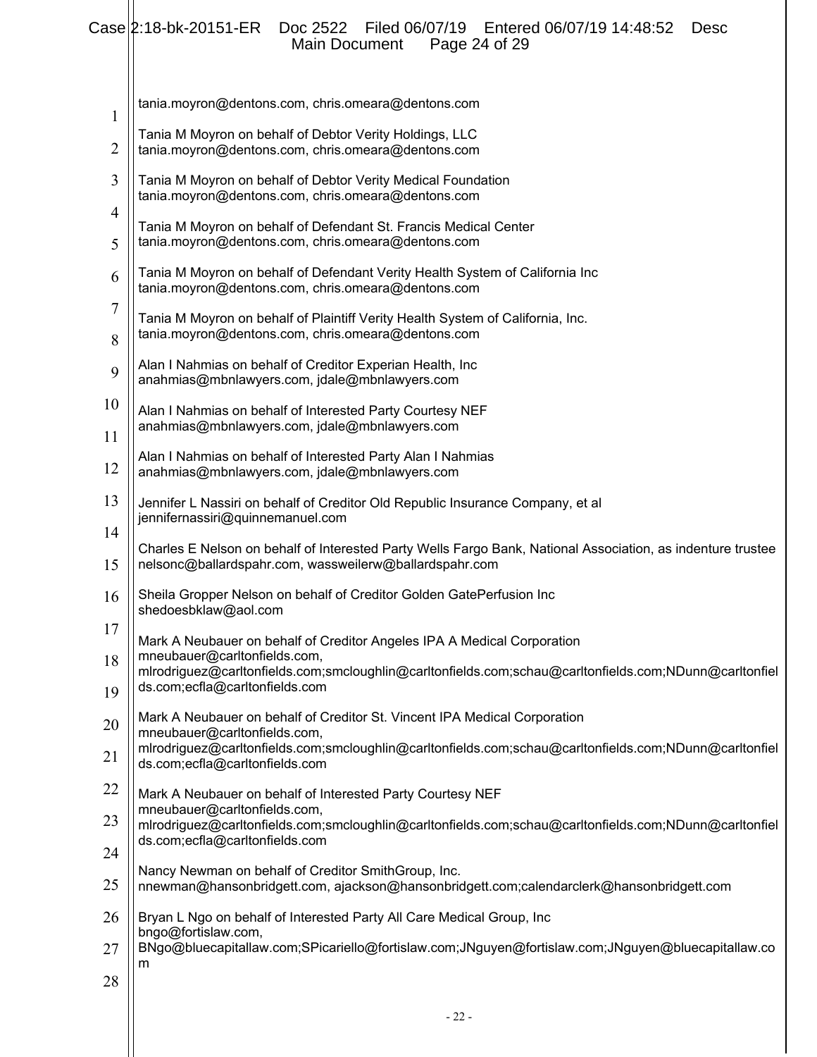tania.moyron@dentons.com, chris.omeara@dentons.com

Tania M Moyron on behalf of Debtor Verity Holdings, LLC
tania.moyron@dentons.com, chris.omeara@dentons.com

Tania M Moyron on behalf of Debtor Verity Medical Foundation
tania.moyron@dentons.com, chris.omeara@dentons.com

Tania M Moyron on behalf of Defendant St. Francis Medical Center
tania.moyron@dentons.com, chris.omeara@dentons.com

Tania M Moyron on behalf of Defendant Verity Health System of California Inc
tania.moyron@dentons.com, chris.omeara@dentons.com

Tania M Moyron on behalf of Plaintiff Verity Health System of California, Inc.
tania.moyron@dentons.com, chris.omeara@dentons.com

Alan I Nahmias on behalf of Creditor Experian Health, Inc
anahmias@mbnlawyers.com, jdale@mbnlawyers.com

Alan I Nahmias on behalf of Interested Party Courtesy NEF
anahmias@mbnlawyers.com, jdale@mbnlawyers.com

Alan I Nahmias on behalf of Interested Party Alan I Nahmias
anahmias@mbnlawyers.com, jdale@mbnlawyers.com

Jennifer L Nassiri on behalf of Creditor Old Republic Insurance Company, et al
jennifernassiri@quinnemanuel.com

Charles E Nelson on behalf of Interested Party Wells Fargo Bank, National Association, as indenture trustee
nelsonc@ballardspahr.com, wassweilerw@ballardspahr.com

Sheila Gropper Nelson on behalf of Creditor Golden GatePerfusion Inc
shedoesbklaw@aol.com

Mark A Neubauer on behalf of Creditor Angeles IPA A Medical Corporation
mneubauer@carltonfields.com,
mlrodriguez@carltonfields.com;smcloughlin@carltonfields.com;schau@carltonfields.com;NDunn@carltonfields.com;ecfla@carltonfields.com

Mark A Neubauer on behalf of Creditor St. Vincent IPA Medical Corporation
mneubauer@carltonfields.com,
mlrodriguez@carltonfields.com;smcloughlin@carltonfields.com;schau@carltonfields.com;NDunn@carltonfields.com;ecfla@carltonfields.com

Mark A Neubauer on behalf of Interested Party Courtesy NEF
mneubauer@carltonfields.com,
mlrodriguez@carltonfields.com;smcloughlin@carltonfields.com;schau@carltonfields.com;NDunn@carltonfields.com;ecfla@carltonfields.com

Nancy Newman on behalf of Creditor SmithGroup, Inc.
nnewman@hansonbridgett.com, ajackson@hansonbridgett.com;calendarclerk@hansonbridgett.com

Bryan L Ngo on behalf of Interested Party All Care Medical Group, Inc
bngo@fortislaw.com,
BNgo@bluecapitallaw.com;SPicariello@fortislaw.com;JNguyen@fortislaw.com;JNguyen@bluecapitallaw.com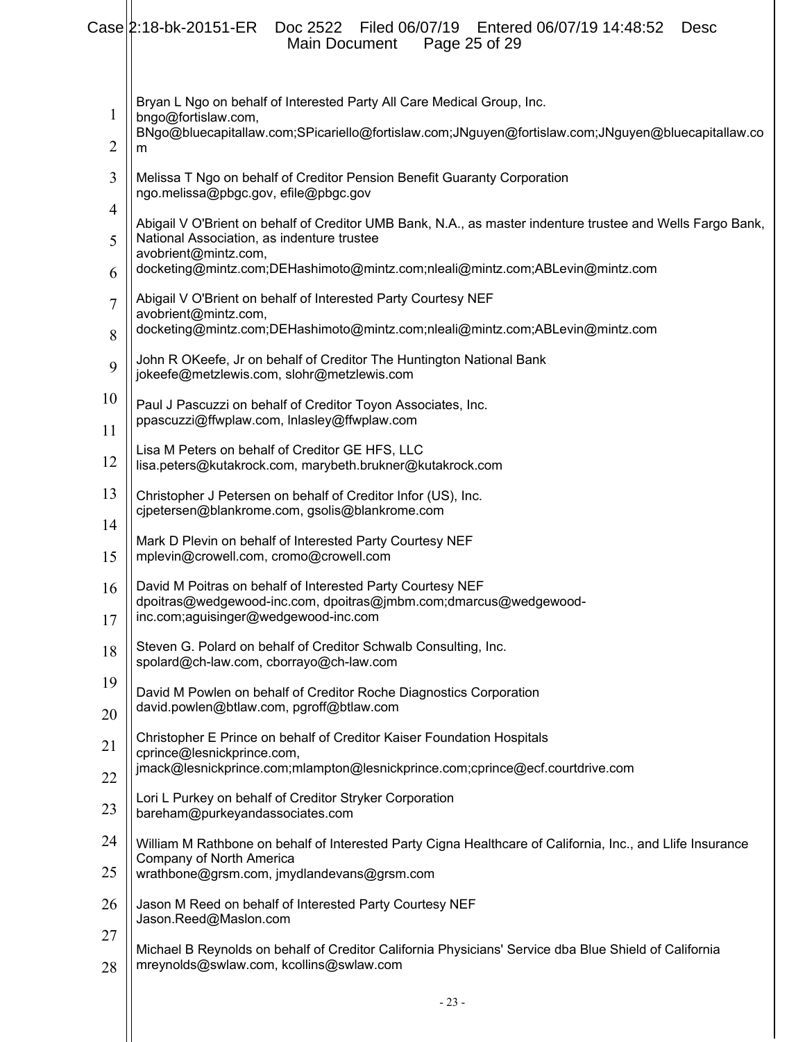Bryan L Ngo on behalf of Interested Party All Care Medical Group, Inc.
bngo@fortislaw.com,
BNgo@bluecapitallaw.com;SPicariello@fortislaw.com;JNguyen@fortislaw.com;JNguyen@bluecapitallaw.com

Melissa T Ngo on behalf of Creditor Pension Benefit Guaranty Corporation
ngo.melissa@pbgc.gov, efile@pbgc.gov

Abigail V O'Brient on behalf of Creditor UMB Bank, N.A., as master indenture trustee and Wells Fargo Bank, National Association, as indenture trustee
avobrient@mintz.com,
docketing@mintz.com;DEHashimoto@mintz.com;nleali@mintz.com;ABLevin@mintz.com

Abigail V O'Brient on behalf of Interested Party Courtesy NEF
avobrient@mintz.com,
docketing@mintz.com;DEHashimoto@mintz.com;nleali@mintz.com;ABLevin@mintz.com

John R OKeefe, Jr on behalf of Creditor The Huntington National Bank
jokeefe@metzlewis.com, slohr@metzlewis.com

Paul J Pascuzzi on behalf of Creditor Toyon Associates, Inc.
ppascuzzi@ffwplaw.com, lnlasley@ffwplaw.com

Lisa M Peters on behalf of Creditor GE HFS, LLC
lisa.peters@kutakrock.com, marybeth.brukner@kutakrock.com

Christopher J Petersen on behalf of Creditor Infor (US), Inc.
cjpetersen@blankrome.com, gsolis@blankrome.com

Mark D Plevin on behalf of Interested Party Courtesy NEF
mplevin@crowell.com, cromo@crowell.com

David M Poitras on behalf of Interested Party Courtesy NEF
dpoitras@wedgewood-inc.com, dpoitras@jmbm.com;dmarcus@wedgewood-inc.com;aguisinger@wedgewood-inc.com

Steven G. Polard on behalf of Creditor Schwalb Consulting, Inc.
spolard@ch-law.com, cborrayo@ch-law.com

David M Powlen on behalf of Creditor Roche Diagnostics Corporation
david.powlen@btlaw.com, pgroff@btlaw.com

Christopher E Prince on behalf of Creditor Kaiser Foundation Hospitals
cprince@lesnickprince.com,
jmack@lesnickprince.com;mlampton@lesnickprince.com;cprince@ecf.courtdrive.com

Lori L Purkey on behalf of Creditor Stryker Corporation
bareham@purkeyandassociates.com

William M Rathbone on behalf of Interested Party Cigna Healthcare of California, Inc., and Llife Insurance Company of North America
wrathbone@grsm.com, jmydlandevans@grsm.com

Jason M Reed on behalf of Interested Party Courtesy NEF
Jason.Reed@Maslon.com

Michael B Reynolds on behalf of Creditor California Physicians' Service dba Blue Shield of California
mreynolds@swlaw.com, kcollins@swlaw.com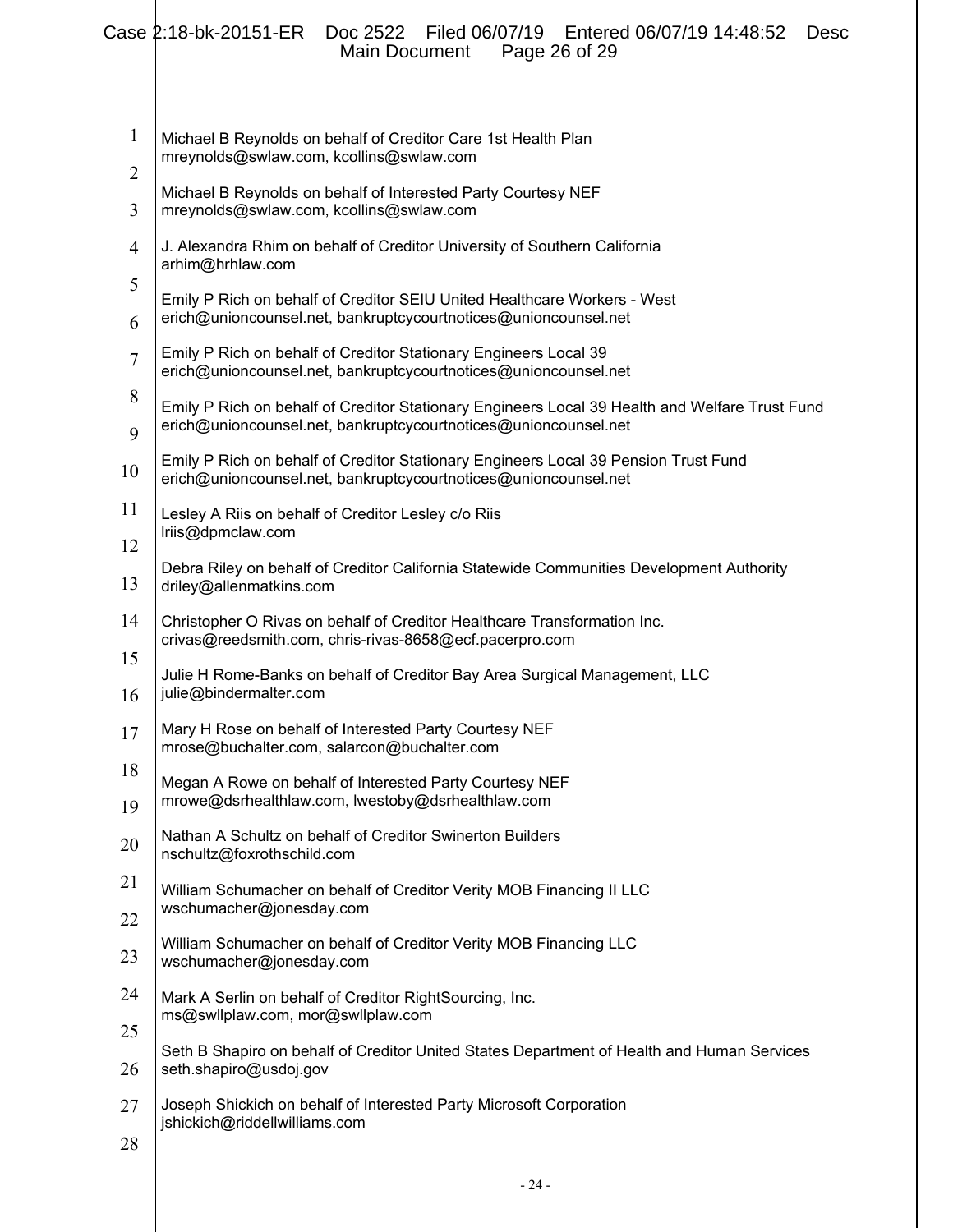Michael B Reynolds on behalf of Creditor Care 1st Health Plan
mreynolds@swlaw.com, kcollins@swlaw.com

Michael B Reynolds on behalf of Interested Party Courtesy NEF
mreynolds@swlaw.com, kcollins@swlaw.com

J. Alexandra Rhim on behalf of Creditor University of Southern California
arhim@hrhlaw.com

Emily P Rich on behalf of Creditor SEIU United Healthcare Workers - West
erich@unioncounsel.net, bankruptcycourtnotices@unioncounsel.net

Emily P Rich on behalf of Creditor Stationary Engineers Local 39
erich@unioncounsel.net, bankruptcycourtnotices@unioncounsel.net

Emily P Rich on behalf of Creditor Stationary Engineers Local 39 Health and Welfare Trust Fund
erich@unioncounsel.net, bankruptcycourtnotices@unioncounsel.net

Emily P Rich on behalf of Creditor Stationary Engineers Local 39 Pension Trust Fund
erich@unioncounsel.net, bankruptcycourtnotices@unioncounsel.net

Lesley A Riis on behalf of Creditor Lesley c/o Riis
lriis@dpmclaw.com

Debra Riley on behalf of Creditor California Statewide Communities Development Authority
driley@allenmatkins.com

Christopher O Rivas on behalf of Creditor Healthcare Transformation Inc.
crivas@reedsmith.com, chris-rivas-8658@ecf.pacerpro.com

Julie H Rome-Banks on behalf of Creditor Bay Area Surgical Management, LLC
julie@bindermalter.com

Mary H Rose on behalf of Interested Party Courtesy NEF
mrose@buchalter.com, salarcon@buchalter.com

Megan A Rowe on behalf of Interested Party Courtesy NEF
mrowe@dsrhealthlaw.com, lwestoby@dsrhealthlaw.com

Nathan A Schultz on behalf of Creditor Swinerton Builders
nschultz@foxrothschild.com

William Schumacher on behalf of Creditor Verity MOB Financing II LLC
wschumacher@jonesday.com

William Schumacher on behalf of Creditor Verity MOB Financing LLC
wschumacher@jonesday.com

Mark A Serlin on behalf of Creditor RightSourcing, Inc.
ms@swllplaw.com, mor@swllplaw.com

Seth B Shapiro on behalf of Creditor United States Department of Health and Human Services
seth.shapiro@usdoj.gov

Joseph Shickich on behalf of Interested Party Microsoft Corporation
jshickich@riddellwilliams.com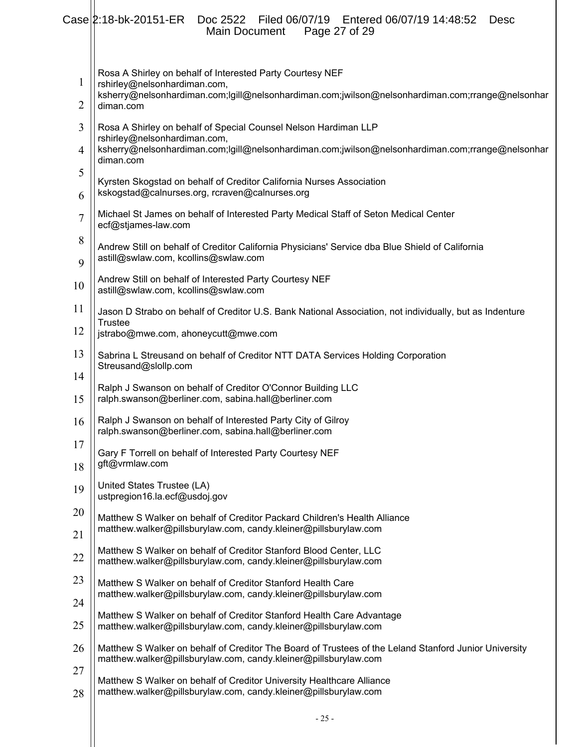Rosa A Shirley on behalf of Interested Party Courtesy NEF
rshirley@nelsonhardiman.com,
ksherry@nelsonhardiman.com;lgill@nelsonhardiman.com;jwilson@nelsonhardiman.com;rrange@nelsonhardiman.com

Rosa A Shirley on behalf of Special Counsel Nelson Hardiman LLP
rshirley@nelsonhardiman.com,
ksherry@nelsonhardiman.com;lgill@nelsonhardiman.com;jwilson@nelsonhardiman.com;rrange@nelsonhardiman.com

Kyrsten Skogstad on behalf of Creditor California Nurses Association
kskogstad@calnurses.org, rcraven@calnurses.org

Michael St James on behalf of Interested Party Medical Staff of Seton Medical Center
ecf@stjames-law.com

Andrew Still on behalf of Creditor California Physicians' Service dba Blue Shield of California
astill@swlaw.com, kcollins@swlaw.com

Andrew Still on behalf of Interested Party Courtesy NEF
astill@swlaw.com, kcollins@swlaw.com

Jason D Strabo on behalf of Creditor U.S. Bank National Association, not individually, but as Indenture Trustee
jstrabo@mwe.com, ahoneycutt@mwe.com

Sabrina L Streusand on behalf of Creditor NTT DATA Services Holding Corporation
Streusand@slollp.com

Ralph J Swanson on behalf of Creditor O'Connor Building LLC
ralph.swanson@berliner.com, sabina.hall@berliner.com

Ralph J Swanson on behalf of Interested Party City of Gilroy
ralph.swanson@berliner.com, sabina.hall@berliner.com

Gary F Torrell on behalf of Interested Party Courtesy NEF
gft@vrmlaw.com

United States Trustee (LA)
ustpregion16.la.ecf@usdoj.gov

Matthew S Walker on behalf of Creditor Packard Children's Health Alliance
matthew.walker@pillsburylaw.com, candy.kleiner@pillsburylaw.com

Matthew S Walker on behalf of Creditor Stanford Blood Center, LLC
matthew.walker@pillsburylaw.com, candy.kleiner@pillsburylaw.com

Matthew S Walker on behalf of Creditor Stanford Health Care
matthew.walker@pillsburylaw.com, candy.kleiner@pillsburylaw.com

Matthew S Walker on behalf of Creditor Stanford Health Care Advantage
matthew.walker@pillsburylaw.com, candy.kleiner@pillsburylaw.com

Matthew S Walker on behalf of Creditor The Board of Trustees of the Leland Stanford Junior University
matthew.walker@pillsburylaw.com, candy.kleiner@pillsburylaw.com

Matthew S Walker on behalf of Creditor University Healthcare Alliance
matthew.walker@pillsburylaw.com, candy.kleiner@pillsburylaw.com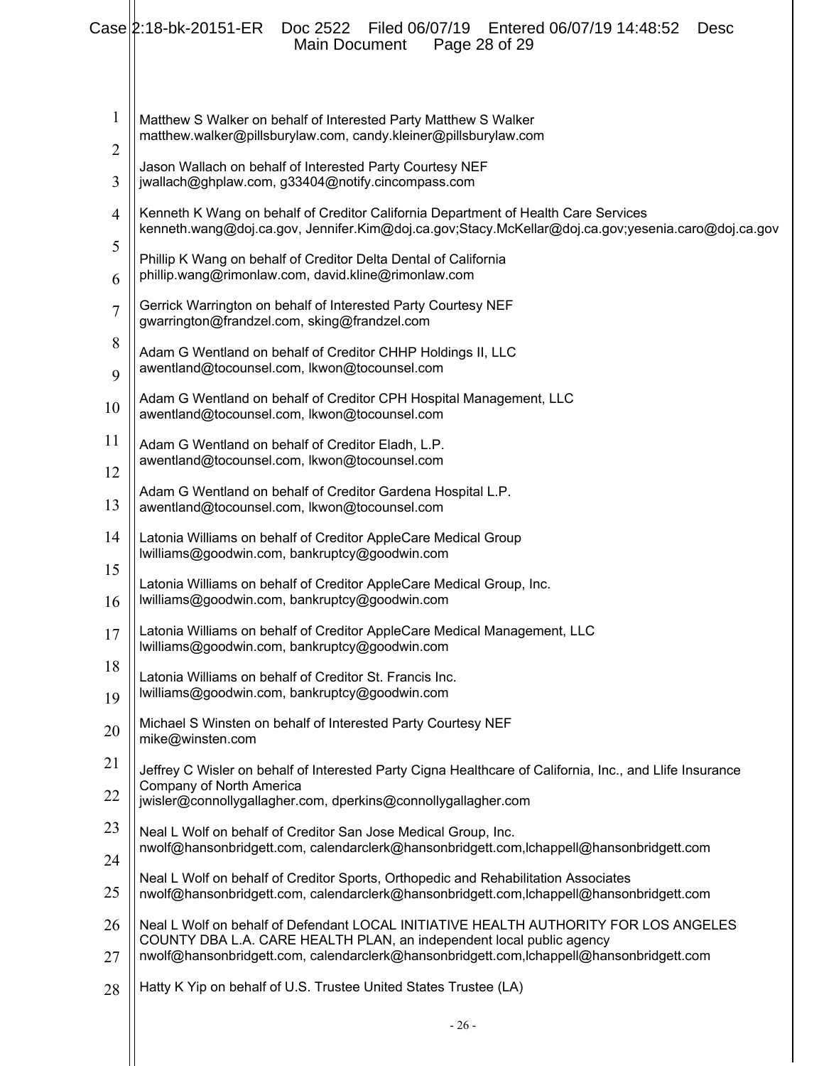Matthew S Walker on behalf of Interested Party Matthew S Walker
matthew.walker@pillsburylaw.com, candy.kleiner@pillsburylaw.com

Jason Wallach on behalf of Interested Party Courtesy NEF
jwallach@ghplaw.com, g33404@notify.cincompass.com

Kenneth K Wang on behalf of Creditor California Department of Health Care Services
kenneth.wang@doj.ca.gov, Jennifer.Kim@doj.ca.gov;Stacy.McKellar@doj.ca.gov;yesenia.caro@doj.ca.gov

Phillip K Wang on behalf of Creditor Delta Dental of California
phillip.wang@rimonlaw.com, david.kline@rimonlaw.com

Gerrick Warrington on behalf of Interested Party Courtesy NEF
gwarrington@frandzel.com, sking@frandzel.com

Adam G Wentland on behalf of Creditor CHHP Holdings II, LLC
awentland@tocounsel.com, lkwon@tocounsel.com

Adam G Wentland on behalf of Creditor CPH Hospital Management, LLC
awentland@tocounsel.com, lkwon@tocounsel.com

Adam G Wentland on behalf of Creditor Eladh, L.P.
awentland@tocounsel.com, lkwon@tocounsel.com

Adam G Wentland on behalf of Creditor Gardena Hospital L.P.
awentland@tocounsel.com, lkwon@tocounsel.com

Latonia Williams on behalf of Creditor AppleCare Medical Group
lwilliams@goodwin.com, bankruptcy@goodwin.com

Latonia Williams on behalf of Creditor AppleCare Medical Group, Inc.
lwilliams@goodwin.com, bankruptcy@goodwin.com

Latonia Williams on behalf of Creditor AppleCare Medical Management, LLC
lwilliams@goodwin.com, bankruptcy@goodwin.com

Latonia Williams on behalf of Creditor St. Francis Inc.
lwilliams@goodwin.com, bankruptcy@goodwin.com

Michael S Winsten on behalf of Interested Party Courtesy NEF
mike@winsten.com

Jeffrey C Wisler on behalf of Interested Party Cigna Healthcare of California, Inc., and Llife Insurance Company of North America
jwisler@connollygallagher.com, dperkins@connollygallagher.com

Neal L Wolf on behalf of Creditor San Jose Medical Group, Inc.
nwolf@hansonbridgett.com, calendarclerk@hansonbridgett.com,lchappell@hansonbridgett.com

Neal L Wolf on behalf of Creditor Sports, Orthopedic and Rehabilitation Associates
nwolf@hansonbridgett.com, calendarclerk@hansonbridgett.com,lchappell@hansonbridgett.com

Neal L Wolf on behalf of Defendant LOCAL INITIATIVE HEALTH AUTHORITY FOR LOS ANGELES COUNTY DBA L.A. CARE HEALTH PLAN, an independent local public agency
nwolf@hansonbridgett.com, calendarclerk@hansonbridgett.com,lchappell@hansonbridgett.com

Hatty K Yip on behalf of U.S. Trustee United States Trustee (LA)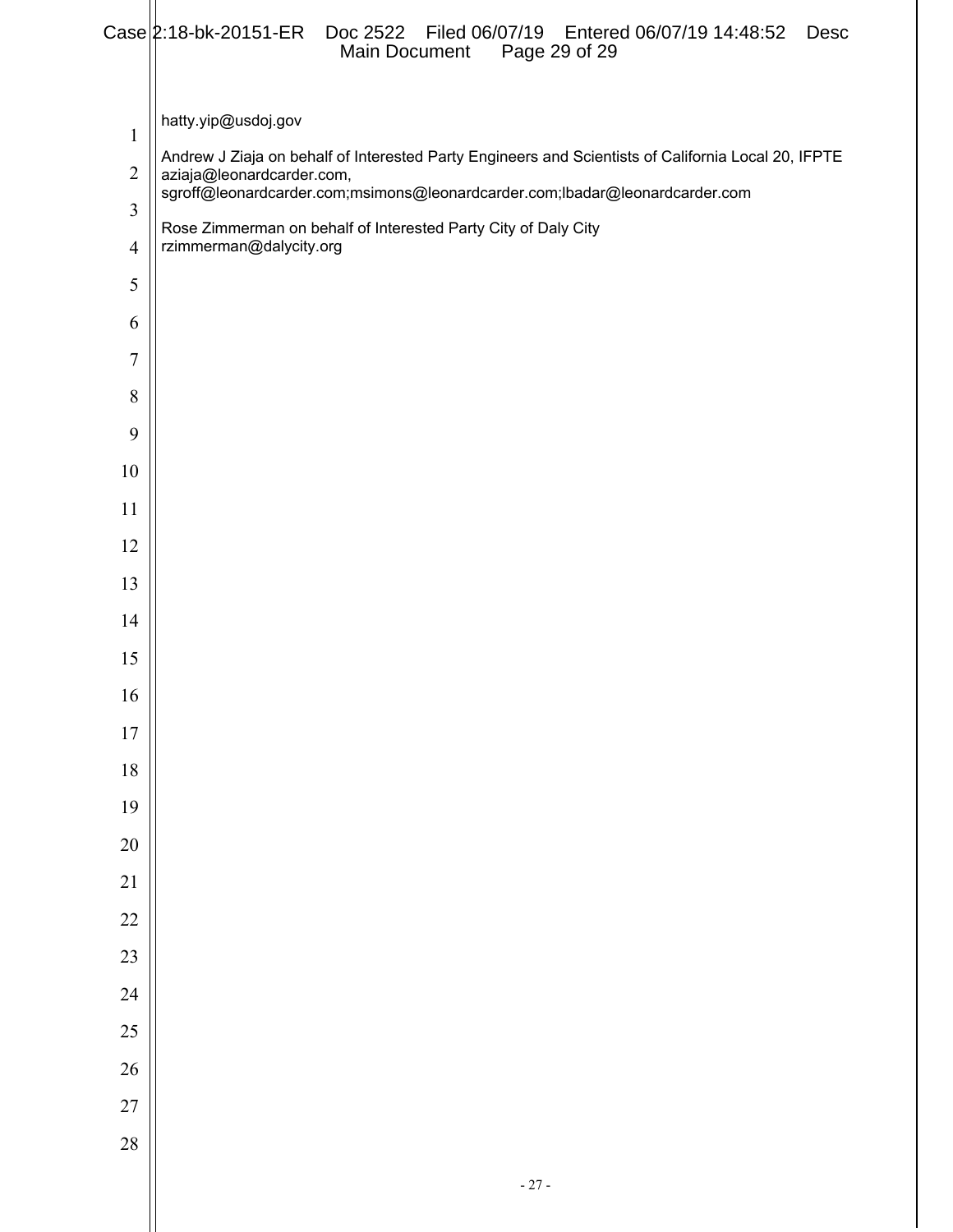hatty.yip@usdoj.gov

Andrew J Ziaja on behalf of Interested Party Engineers and Scientists of California Local 20, IFPTE
aziaja@leonardcarder.com,
sgroff@leonardcarder.com;msimons@leonardcarder.com;lbadar@leonardcarder.com

Rose Zimmerman on behalf of Interested Party City of Daly City
rzimmerman@dalycity.org